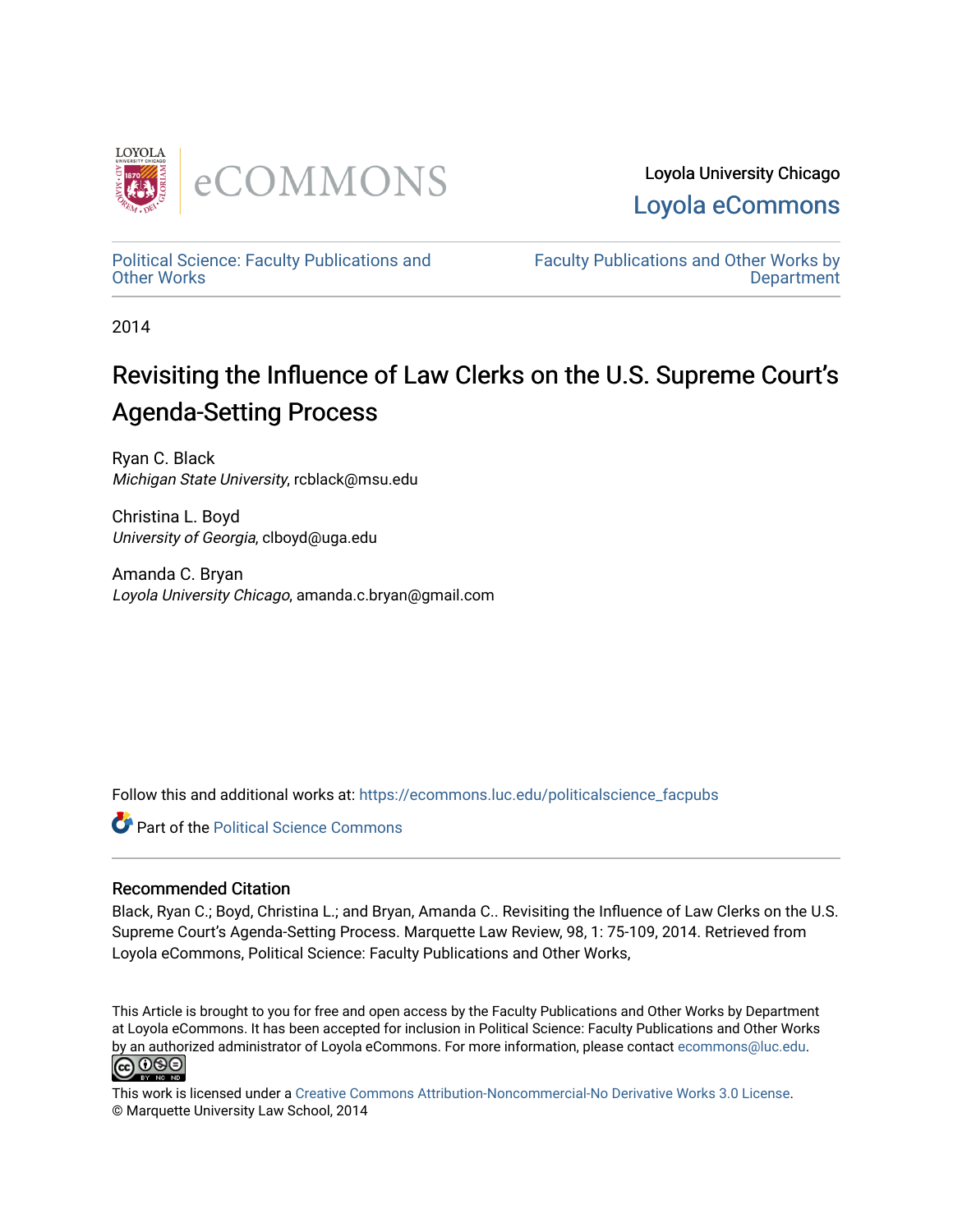Loyola University Chicago

Loyola eCommons

Political Science: Faculty Publications and Other Works

Faculty Publications and Other Works by Department

2014

# Revisiting the Influence of Law Clerks on the U.S. Supreme Court's Agenda-Setting Process

Ryan C. Black
*Michigan State University*, rcblack@msu.edu

Christina L. Boyd
*University of Georgia*, clboyd@uga.edu

Amanda C. Bryan
*Loyola University Chicago*, amanda.c.bryan@gmail.com

Follow this and additional works at: https://ecommons.luc.edu/politicalscience_facpubs

Part of the Political Science Commons

### Recommended Citation

Black, Ryan C.; Boyd, Christina L.; and Bryan, Amanda C.. Revisiting the Influence of Law Clerks on the U.S. Supreme Court's Agenda-Setting Process. Marquette Law Review, 98, 1: 75-109, 2014. Retrieved from Loyola eCommons, Political Science: Faculty Publications and Other Works,

This Article is brought to you for free and open access by the Faculty Publications and Other Works by Department at Loyola eCommons. It has been accepted for inclusion in Political Science: Faculty Publications and Other Works by an authorized administrator of Loyola eCommons. For more information, please contact ecommons@luc.edu.

This work is licensed under a Creative Commons Attribution-Noncommercial-No Derivative Works 3.0 License.
© Marquette University Law School, 2014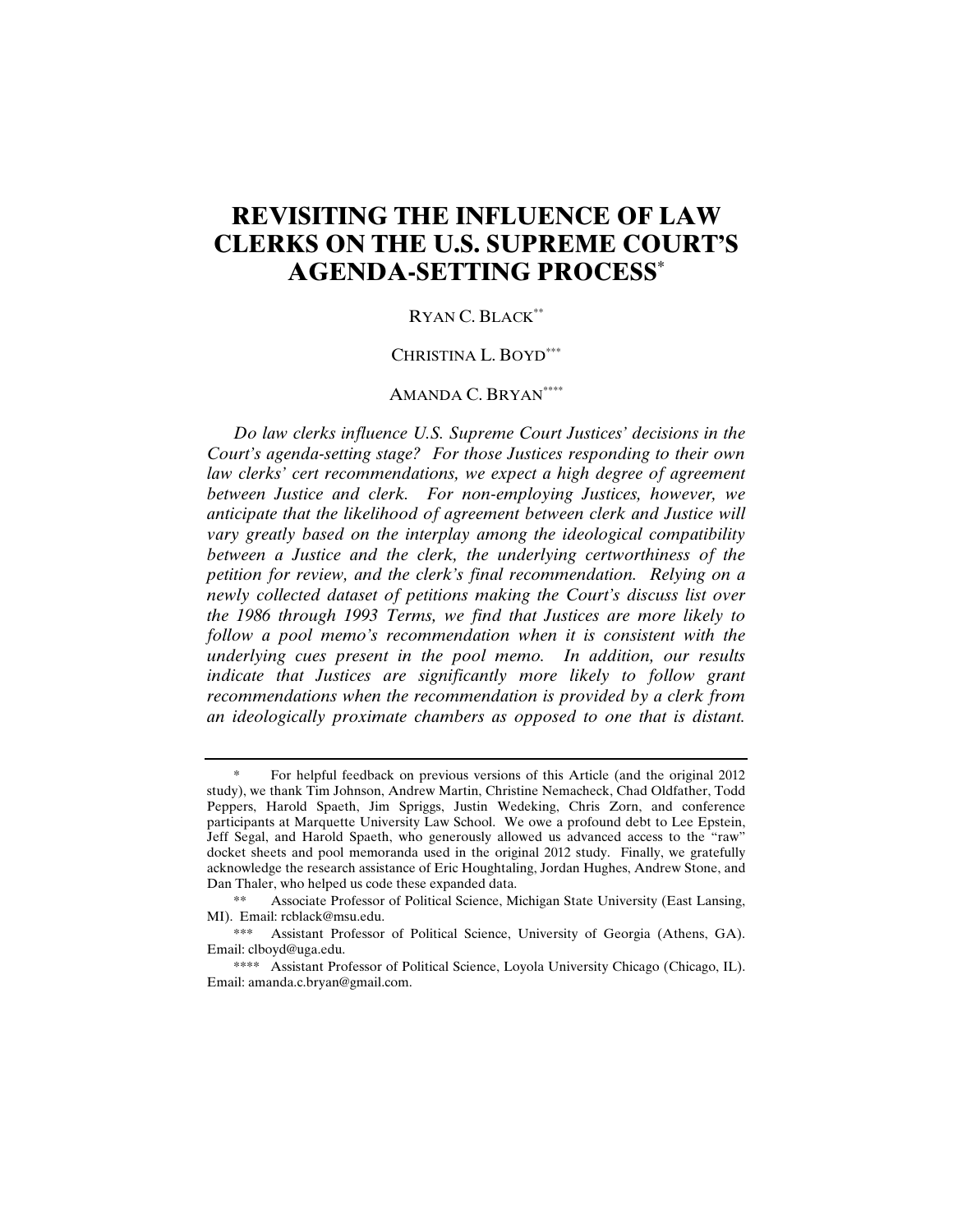# REVISITING THE INFLUENCE OF LAW CLERKS ON THE U.S. SUPREME COURT'S AGENDA-SETTING PROCESS[*]

RYAN C. BLACK[**]

CHRISTINA L. BOYD[***]

AMANDA C. BRYAN[****]

*Do law clerks influence U.S. Supreme Court Justices' decisions in the Court's agenda-setting stage? For those Justices responding to their own law clerks' cert recommendations, we expect a high degree of agreement between Justice and clerk. For non-employing Justices, however, we anticipate that the likelihood of agreement between clerk and Justice will vary greatly based on the interplay among the ideological compatibility between a Justice and the clerk, the underlying certworthiness of the petition for review, and the clerk's final recommendation. Relying on a newly collected dataset of petitions making the Court's discuss list over the 1986 through 1993 Terms, we find that Justices are more likely to follow a pool memo's recommendation when it is consistent with the underlying cues present in the pool memo. In addition, our results indicate that Justices are significantly more likely to follow grant recommendations when the recommendation is provided by a clerk from an ideologically proximate chambers as opposed to one that is distant.*

---

[*] For helpful feedback on previous versions of this Article (and the original 2012 study), we thank Tim Johnson, Andrew Martin, Christine Nemacheck, Chad Oldfather, Todd Peppers, Harold Spaeth, Jim Spriggs, Justin Wedeking, Chris Zorn, and conference participants at Marquette University Law School. We owe a profound debt to Lee Epstein, Jeff Segal, and Harold Spaeth, who generously allowed us advanced access to the "raw" docket sheets and pool memoranda used in the original 2012 study. Finally, we gratefully acknowledge the research assistance of Eric Houghtaling, Jordan Hughes, Andrew Stone, and Dan Thaler, who helped us code these expanded data.

[**] Associate Professor of Political Science, Michigan State University (East Lansing, MI). Email: rcblack@msu.edu.

[***] Assistant Professor of Political Science, University of Georgia (Athens, GA). Email: clboyd@uga.edu.

[****] Assistant Professor of Political Science, Loyola University Chicago (Chicago, IL). Email: amanda.c.bryan@gmail.com.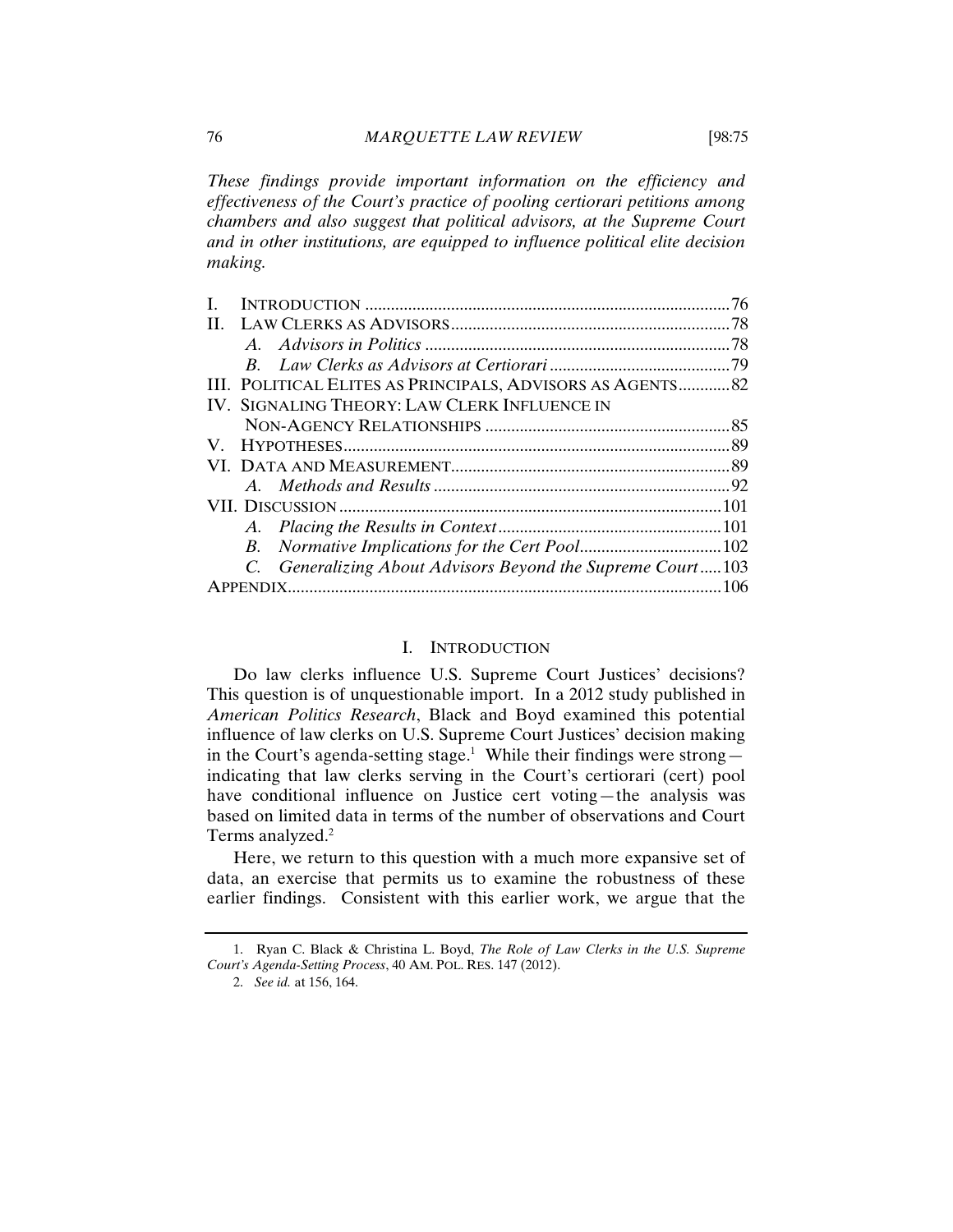*These findings provide important information on the efficiency and effectiveness of the Court's practice of pooling certiorari petitions among chambers and also suggest that political advisors, at the Supreme Court and in other institutions, are equipped to influence political elite decision making.*

| | | |
|---|---|---|
| I. | INTRODUCTION | 76 |
| II. | LAW CLERKS AS ADVISORS | 78 |
| | *A. Advisors in Politics* | 78 |
| | *B. Law Clerks as Advisors at Certiorari* | 79 |
| III. | POLITICAL ELITES AS PRINCIPALS, ADVISORS AS AGENTS | 82 |
| IV. | SIGNALING THEORY: LAW CLERK INFLUENCE IN NON-AGENCY RELATIONSHIPS | 85 |
| V. | HYPOTHESES | 89 |
| VI. | DATA AND MEASUREMENT | 89 |
| | *A. Methods and Results* | 92 |
| VII. | DISCUSSION | 101 |
| | *A. Placing the Results in Context* | 101 |
| | *B. Normative Implications for the Cert Pool* | 102 |
| | *C. Generalizing About Advisors Beyond the Supreme Court* | 103 |
| APPENDIX | | 106 |

## I. INTRODUCTION

Do law clerks influence U.S. Supreme Court Justices' decisions? This question is of unquestionable import. In a 2012 study published in *American Politics Research*, Black and Boyd examined this potential influence of law clerks on U.S. Supreme Court Justices' decision making in the Court's agenda-setting stage.[1] While their findings were strong—indicating that law clerks serving in the Court's certiorari (cert) pool have conditional influence on Justice cert voting—the analysis was based on limited data in terms of the number of observations and Court Terms analyzed.[2]

Here, we return to this question with a much more expansive set of data, an exercise that permits us to examine the robustness of these earlier findings. Consistent with this earlier work, we argue that the

---

1. Ryan C. Black & Christina L. Boyd, *The Role of Law Clerks in the U.S. Supreme Court's Agenda-Setting Process*, 40 AM. POL. RES. 147 (2012).

2. *See id.* at 156, 164.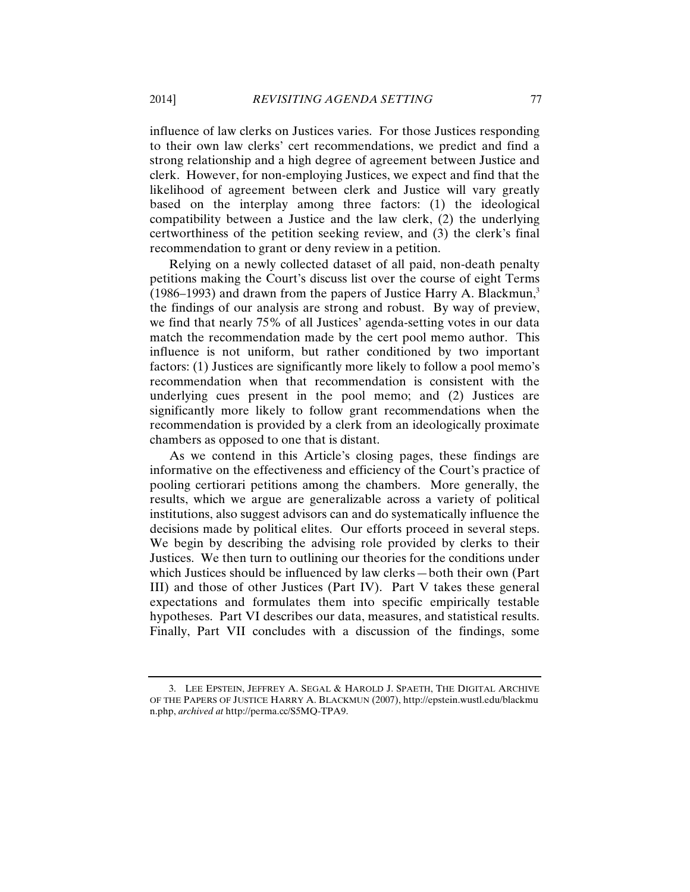influence of law clerks on Justices varies. For those Justices responding to their own law clerks' cert recommendations, we predict and find a strong relationship and a high degree of agreement between Justice and clerk. However, for non-employing Justices, we expect and find that the likelihood of agreement between clerk and Justice will vary greatly based on the interplay among three factors: (1) the ideological compatibility between a Justice and the law clerk, (2) the underlying certworthiness of the petition seeking review, and (3) the clerk's final recommendation to grant or deny review in a petition.

Relying on a newly collected dataset of all paid, non-death penalty petitions making the Court's discuss list over the course of eight Terms (1986–1993) and drawn from the papers of Justice Harry A. Blackmun,[3] the findings of our analysis are strong and robust. By way of preview, we find that nearly 75% of all Justices' agenda-setting votes in our data match the recommendation made by the cert pool memo author. This influence is not uniform, but rather conditioned by two important factors: (1) Justices are significantly more likely to follow a pool memo's recommendation when that recommendation is consistent with the underlying cues present in the pool memo; and (2) Justices are significantly more likely to follow grant recommendations when the recommendation is provided by a clerk from an ideologically proximate chambers as opposed to one that is distant.

As we contend in this Article's closing pages, these findings are informative on the effectiveness and efficiency of the Court's practice of pooling certiorari petitions among the chambers. More generally, the results, which we argue are generalizable across a variety of political institutions, also suggest advisors can and do systematically influence the decisions made by political elites. Our efforts proceed in several steps. We begin by describing the advising role provided by clerks to their Justices. We then turn to outlining our theories for the conditions under which Justices should be influenced by law clerks—both their own (Part III) and those of other Justices (Part IV). Part V takes these general expectations and formulates them into specific empirically testable hypotheses. Part VI describes our data, measures, and statistical results. Finally, Part VII concludes with a discussion of the findings, some

3. LEE EPSTEIN, JEFFREY A. SEGAL & HAROLD J. SPAETH, THE DIGITAL ARCHIVE OF THE PAPERS OF JUSTICE HARRY A. BLACKMUN (2007), http://epstein.wustl.edu/blackmun.php, *archived at* http://perma.cc/S5MQ-TPA9.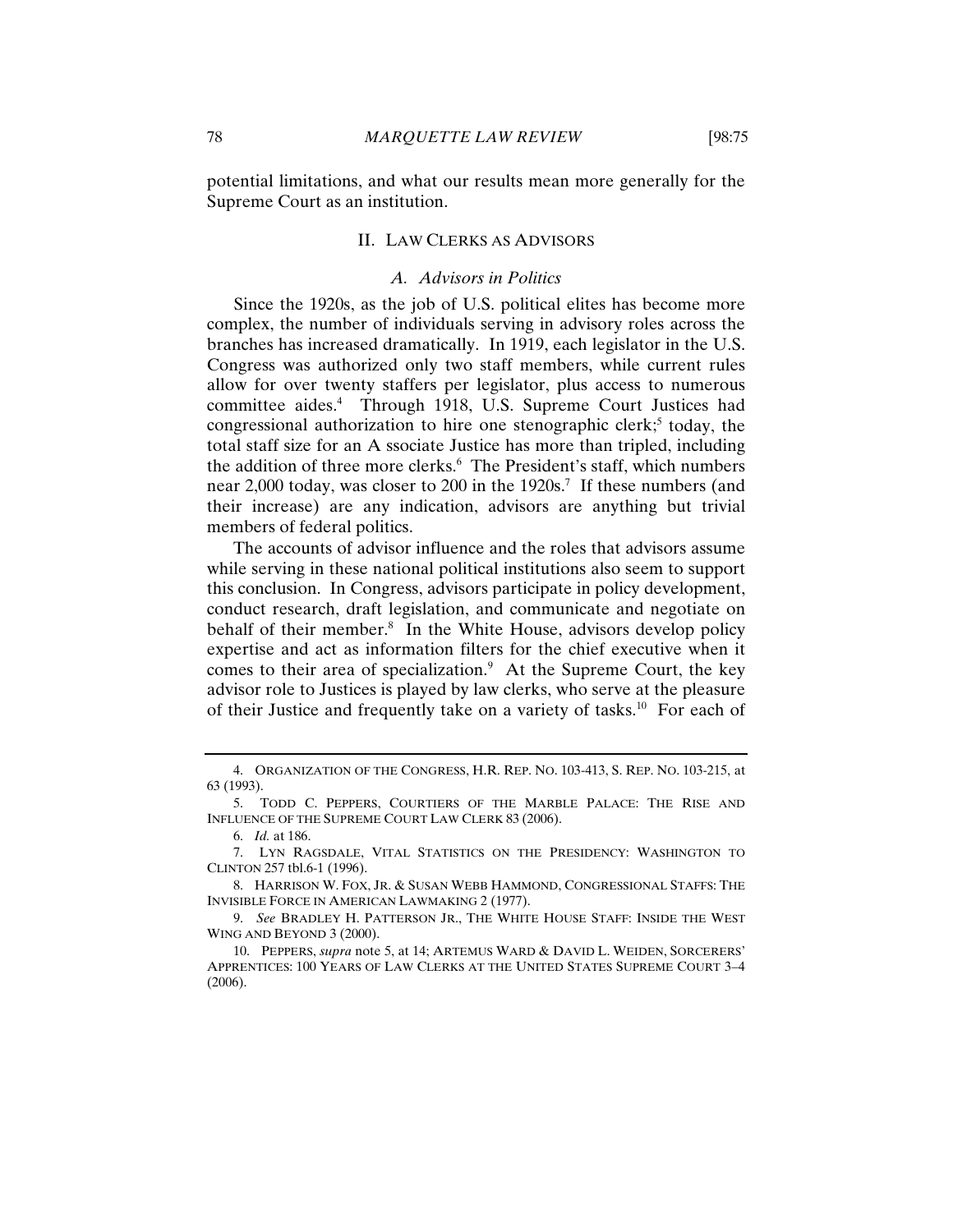potential limitations, and what our results mean more generally for the Supreme Court as an institution.

## II. Law Clerks as Advisors

### *A. Advisors in Politics*

Since the 1920s, as the job of U.S. political elites has become more complex, the number of individuals serving in advisory roles across the branches has increased dramatically. In 1919, each legislator in the U.S. Congress was authorized only two staff members, while current rules allow for over twenty staffers per legislator, plus access to numerous committee aides.[4] Through 1918, U.S. Supreme Court Justices had congressional authorization to hire one stenographic clerk;[5] today, the total staff size for an A ssociate Justice has more than tripled, including the addition of three more clerks.[6] The President's staff, which numbers near 2,000 today, was closer to 200 in the 1920s.[7] If these numbers (and their increase) are any indication, advisors are anything but trivial members of federal politics.

The accounts of advisor influence and the roles that advisors assume while serving in these national political institutions also seem to support this conclusion. In Congress, advisors participate in policy development, conduct research, draft legislation, and communicate and negotiate on behalf of their member.[8] In the White House, advisors develop policy expertise and act as information filters for the chief executive when it comes to their area of specialization.[9] At the Supreme Court, the key advisor role to Justices is played by law clerks, who serve at the pleasure of their Justice and frequently take on a variety of tasks.[10] For each of

---

4. ORGANIZATION OF THE CONGRESS, H.R. REP. NO. 103-413, S. REP. NO. 103-215, at 63 (1993).

5. TODD C. PEPPERS, COURTIERS OF THE MARBLE PALACE: THE RISE AND INFLUENCE OF THE SUPREME COURT LAW CLERK 83 (2006).

6. *Id.* at 186.

7. LYN RAGSDALE, VITAL STATISTICS ON THE PRESIDENCY: WASHINGTON TO CLINTON 257 tbl.6-1 (1996).

8. HARRISON W. FOX, JR. & SUSAN WEBB HAMMOND, CONGRESSIONAL STAFFS: THE INVISIBLE FORCE IN AMERICAN LAWMAKING 2 (1977).

9. *See* BRADLEY H. PATTERSON JR., THE WHITE HOUSE STAFF: INSIDE THE WEST WING AND BEYOND 3 (2000).

10. PEPPERS, *supra* note 5, at 14; ARTEMUS WARD & DAVID L. WEIDEN, SORCERERS' APPRENTICES: 100 YEARS OF LAW CLERKS AT THE UNITED STATES SUPREME COURT 3–4 (2006).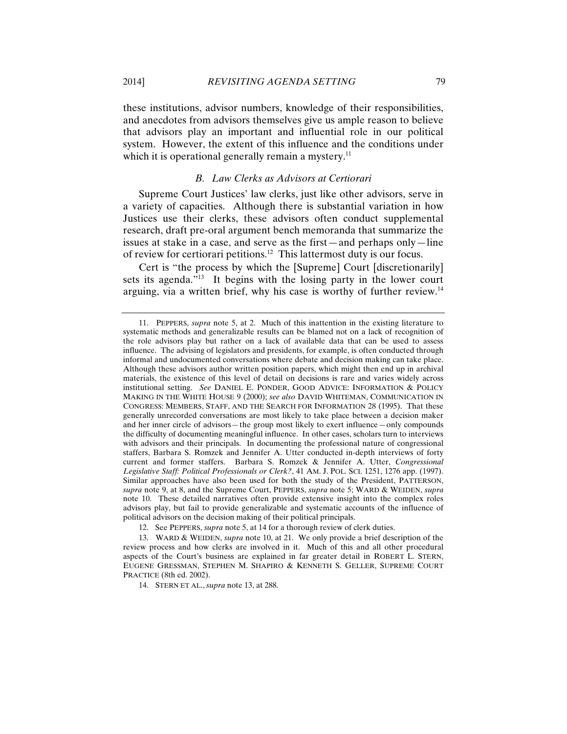these institutions, advisor numbers, knowledge of their responsibilities, and anecdotes from advisors themselves give us ample reason to believe that advisors play an important and influential role in our political system. However, the extent of this influence and the conditions under which it is operational generally remain a mystery.[11]

### *B. Law Clerks as Advisors at Certiorari*

Supreme Court Justices' law clerks, just like other advisors, serve in a variety of capacities. Although there is substantial variation in how Justices use their clerks, these advisors often conduct supplemental research, draft pre-oral argument bench memoranda that summarize the issues at stake in a case, and serve as the first—and perhaps only—line of review for certiorari petitions.[12] This lattermost duty is our focus.

Cert is "the process by which the [Supreme] Court [discretionarily] sets its agenda."[13] It begins with the losing party in the lower court arguing, via a written brief, why his case is worthy of further review.[14]

---

11. PEPPERS, *supra* note 5, at 2. Much of this inattention in the existing literature to systematic methods and generalizable results can be blamed not on a lack of recognition of the role advisors play but rather on a lack of available data that can be used to assess influence. The advising of legislators and presidents, for example, is often conducted through informal and undocumented conversations where debate and decision making can take place. Although these advisors author written position papers, which might then end up in archival materials, the existence of this level of detail on decisions is rare and varies widely across institutional setting. *See* DANIEL E. PONDER, GOOD ADVICE: INFORMATION & POLICY MAKING IN THE WHITE HOUSE 9 (2000); *see also* DAVID WHITEMAN, COMMUNICATION IN CONGRESS: MEMBERS, STAFF, AND THE SEARCH FOR INFORMATION 28 (1995). That these generally unrecorded conversations are most likely to take place between a decision maker and her inner circle of advisors—the group most likely to exert influence—only compounds the difficulty of documenting meaningful influence. In other cases, scholars turn to interviews with advisors and their principals. In documenting the professional nature of congressional staffers, Barbara S. Romzek and Jennifer A. Utter conducted in-depth interviews of forty current and former staffers. Barbara S. Romzek & Jennifer A. Utter, *Congressional Legislative Staff: Political Professionals or Clerk?*, 41 AM. J. POL. SCI. 1251, 1276 app. (1997). Similar approaches have also been used for both the study of the President, PATTERSON, *supra* note 9, at 8, and the Supreme Court, PEPPERS, *supra* note 5; WARD & WEIDEN, *supra* note 10. These detailed narratives often provide extensive insight into the complex roles advisors play, but fail to provide generalizable and systematic accounts of the influence of political advisors on the decision making of their political principals.

12. See PEPPERS, *supra* note 5, at 14 for a thorough review of clerk duties.

13. WARD & WEIDEN, *supra* note 10, at 21. We only provide a brief description of the review process and how clerks are involved in it. Much of this and all other procedural aspects of the Court's business are explained in far greater detail in ROBERT L. STERN, EUGENE GRESSMAN, STEPHEN M. SHAPIRO & KENNETH S. GELLER, SUPREME COURT PRACTICE (8th ed. 2002).

14. STERN ET AL., *supra* note 13, at 288.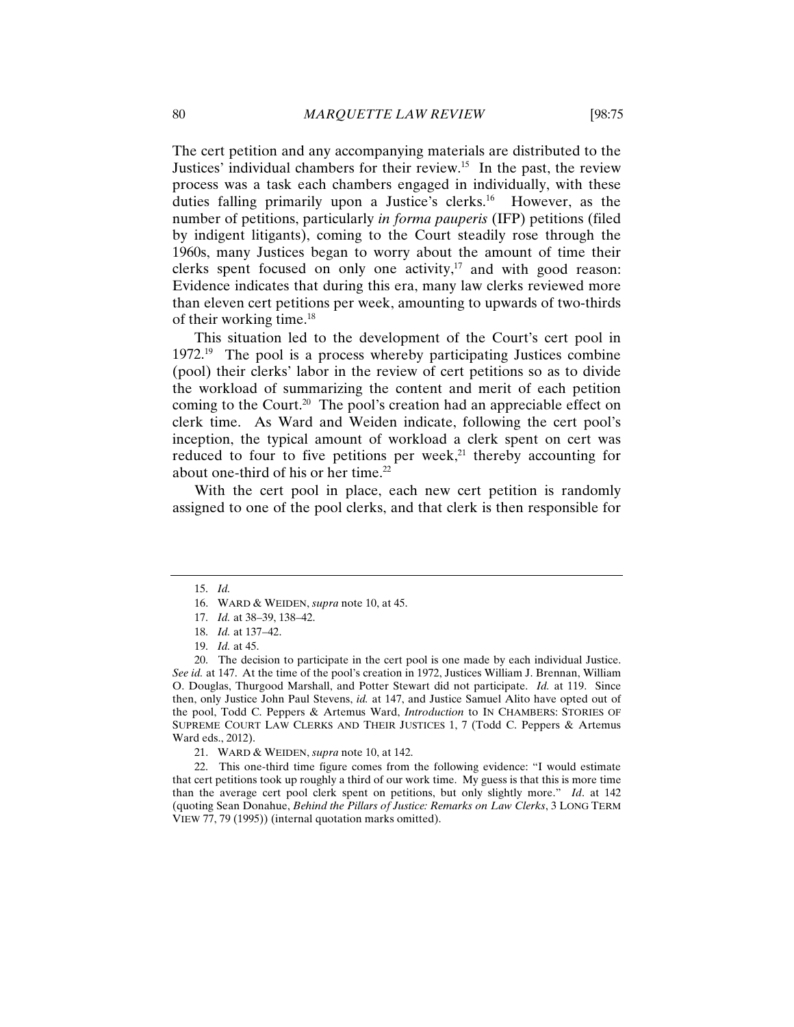The cert petition and any accompanying materials are distributed to the Justices' individual chambers for their review.[15] In the past, the review process was a task each chambers engaged in individually, with these duties falling primarily upon a Justice's clerks.[16] However, as the number of petitions, particularly *in forma pauperis* (IFP) petitions (filed by indigent litigants), coming to the Court steadily rose through the 1960s, many Justices began to worry about the amount of time their clerks spent focused on only one activity,[17] and with good reason: Evidence indicates that during this era, many law clerks reviewed more than eleven cert petitions per week, amounting to upwards of two-thirds of their working time.[18]

This situation led to the development of the Court's cert pool in 1972.[19] The pool is a process whereby participating Justices combine (pool) their clerks' labor in the review of cert petitions so as to divide the workload of summarizing the content and merit of each petition coming to the Court.[20] The pool's creation had an appreciable effect on clerk time. As Ward and Weiden indicate, following the cert pool's inception, the typical amount of workload a clerk spent on cert was reduced to four to five petitions per week,[21] thereby accounting for about one-third of his or her time.[22]

With the cert pool in place, each new cert petition is randomly assigned to one of the pool clerks, and that clerk is then responsible for

---

15. *Id.*

16. WARD & WEIDEN, *supra* note 10, at 45.

17. *Id.* at 38–39, 138–42.

18. *Id.* at 137–42.

19. *Id.* at 45.

20. The decision to participate in the cert pool is one made by each individual Justice. *See id.* at 147. At the time of the pool's creation in 1972, Justices William J. Brennan, William O. Douglas, Thurgood Marshall, and Potter Stewart did not participate. *Id.* at 119. Since then, only Justice John Paul Stevens, *id.* at 147, and Justice Samuel Alito have opted out of the pool, Todd C. Peppers & Artemus Ward, *Introduction* to IN CHAMBERS: STORIES OF SUPREME COURT LAW CLERKS AND THEIR JUSTICES 1, 7 (Todd C. Peppers & Artemus Ward eds., 2012).

21. WARD & WEIDEN, *supra* note 10, at 142.

22. This one-third time figure comes from the following evidence: "I would estimate that cert petitions took up roughly a third of our work time. My guess is that this is more time than the average cert pool clerk spent on petitions, but only slightly more." *Id*. at 142 (quoting Sean Donahue, *Behind the Pillars of Justice: Remarks on Law Clerks*, 3 LONG TERM VIEW 77, 79 (1995)) (internal quotation marks omitted).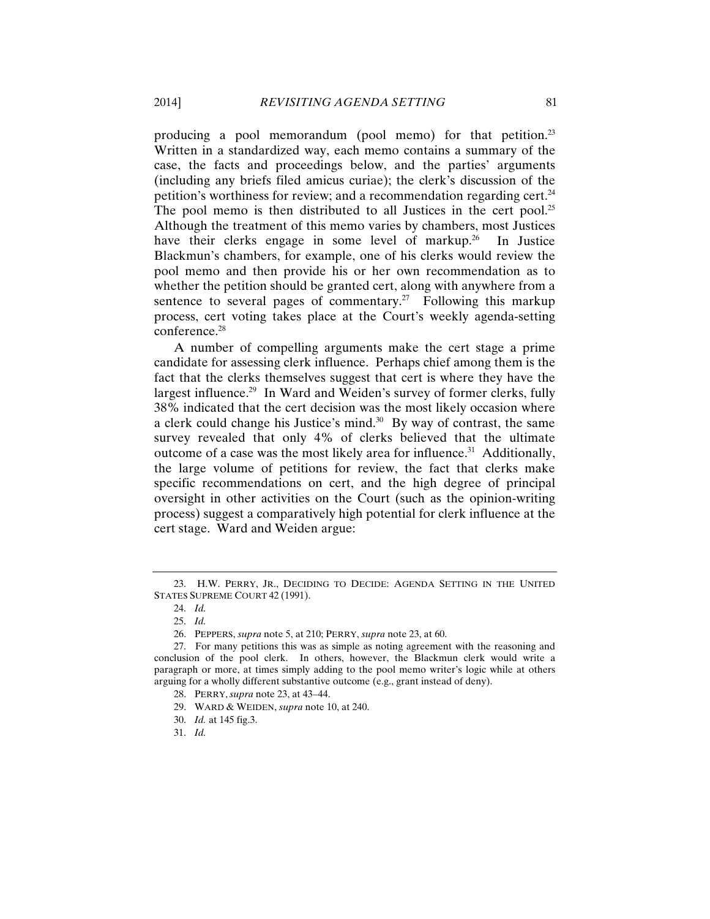producing a pool memorandum (pool memo) for that petition.[23] Written in a standardized way, each memo contains a summary of the case, the facts and proceedings below, and the parties' arguments (including any briefs filed amicus curiae); the clerk's discussion of the petition's worthiness for review; and a recommendation regarding cert.[24] The pool memo is then distributed to all Justices in the cert pool.[25] Although the treatment of this memo varies by chambers, most Justices have their clerks engage in some level of markup.[26] In Justice Blackmun's chambers, for example, one of his clerks would review the pool memo and then provide his or her own recommendation as to whether the petition should be granted cert, along with anywhere from a sentence to several pages of commentary.[27] Following this markup process, cert voting takes place at the Court's weekly agenda-setting conference.[28]

A number of compelling arguments make the cert stage a prime candidate for assessing clerk influence. Perhaps chief among them is the fact that the clerks themselves suggest that cert is where they have the largest influence.[29] In Ward and Weiden's survey of former clerks, fully 38% indicated that the cert decision was the most likely occasion where a clerk could change his Justice's mind.[30] By way of contrast, the same survey revealed that only 4% of clerks believed that the ultimate outcome of a case was the most likely area for influence.[31] Additionally, the large volume of petitions for review, the fact that clerks make specific recommendations on cert, and the high degree of principal oversight in other activities on the Court (such as the opinion-writing process) suggest a comparatively high potential for clerk influence at the cert stage. Ward and Weiden argue:

---

23. H.W. PERRY, JR., DECIDING TO DECIDE: AGENDA SETTING IN THE UNITED STATES SUPREME COURT 42 (1991).

24. *Id.*

25. *Id.*

26. PEPPERS, *supra* note 5, at 210; PERRY, *supra* note 23, at 60.

27. For many petitions this was as simple as noting agreement with the reasoning and conclusion of the pool clerk. In others, however, the Blackmun clerk would write a paragraph or more, at times simply adding to the pool memo writer's logic while at others arguing for a wholly different substantive outcome (e.g., grant instead of deny).

28. PERRY, *supra* note 23, at 43–44.

29. WARD & WEIDEN, *supra* note 10, at 240.

30. *Id.* at 145 fig.3.

31. *Id.*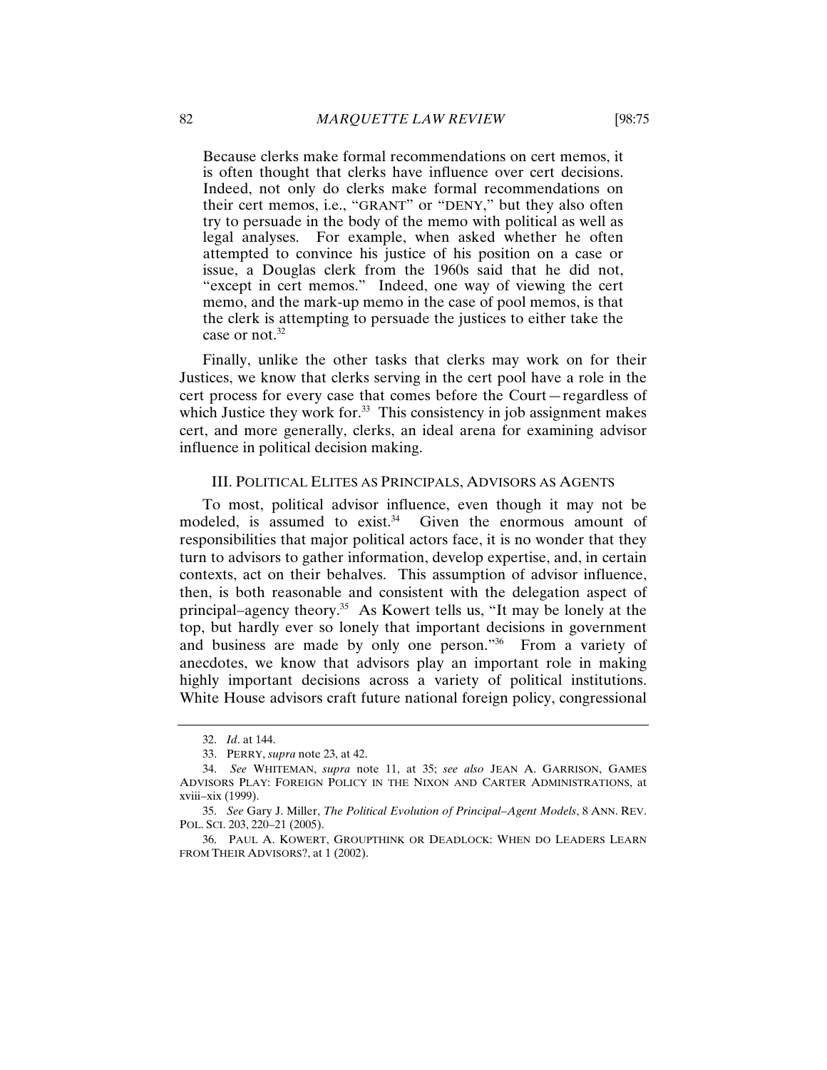> Because clerks make formal recommendations on cert memos, it is often thought that clerks have influence over cert decisions. Indeed, not only do clerks make formal recommendations on their cert memos, i.e., "GRANT" or "DENY," but they also often try to persuade in the body of the memo with political as well as legal analyses. For example, when asked whether he often attempted to convince his justice of his position on a case or issue, a Douglas clerk from the 1960s said that he did not, "except in cert memos." Indeed, one way of viewing the cert memo, and the mark-up memo in the case of pool memos, is that the clerk is attempting to persuade the justices to either take the case or not.[32]

Finally, unlike the other tasks that clerks may work on for their Justices, we know that clerks serving in the cert pool have a role in the cert process for every case that comes before the Court—regardless of which Justice they work for.[33] This consistency in job assignment makes cert, and more generally, clerks, an ideal arena for examining advisor influence in political decision making.

## III. POLITICAL ELITES AS PRINCIPALS, ADVISORS AS AGENTS

To most, political advisor influence, even though it may not be modeled, is assumed to exist.[34] Given the enormous amount of responsibilities that major political actors face, it is no wonder that they turn to advisors to gather information, develop expertise, and, in certain contexts, act on their behalves. This assumption of advisor influence, then, is both reasonable and consistent with the delegation aspect of principal–agency theory.[35] As Kowert tells us, "It may be lonely at the top, but hardly ever so lonely that important decisions in government and business are made by only one person."[36] From a variety of anecdotes, we know that advisors play an important role in making highly important decisions across a variety of political institutions. White House advisors craft future national foreign policy, congressional

---

32. *Id*. at 144.

33. PERRY, *supra* note 23, at 42.

34. *See* WHITEMAN, *supra* note 11, at 35; *see also* JEAN A. GARRISON, GAMES ADVISORS PLAY: FOREIGN POLICY IN THE NIXON AND CARTER ADMINISTRATIONS, at xviii–xix (1999).

35. *See* Gary J. Miller, *The Political Evolution of Principal–Agent Models*, 8 ANN. REV. POL. SCI. 203, 220–21 (2005).

36. PAUL A. KOWERT, GROUPTHINK OR DEADLOCK: WHEN DO LEADERS LEARN FROM THEIR ADVISORS?, at 1 (2002).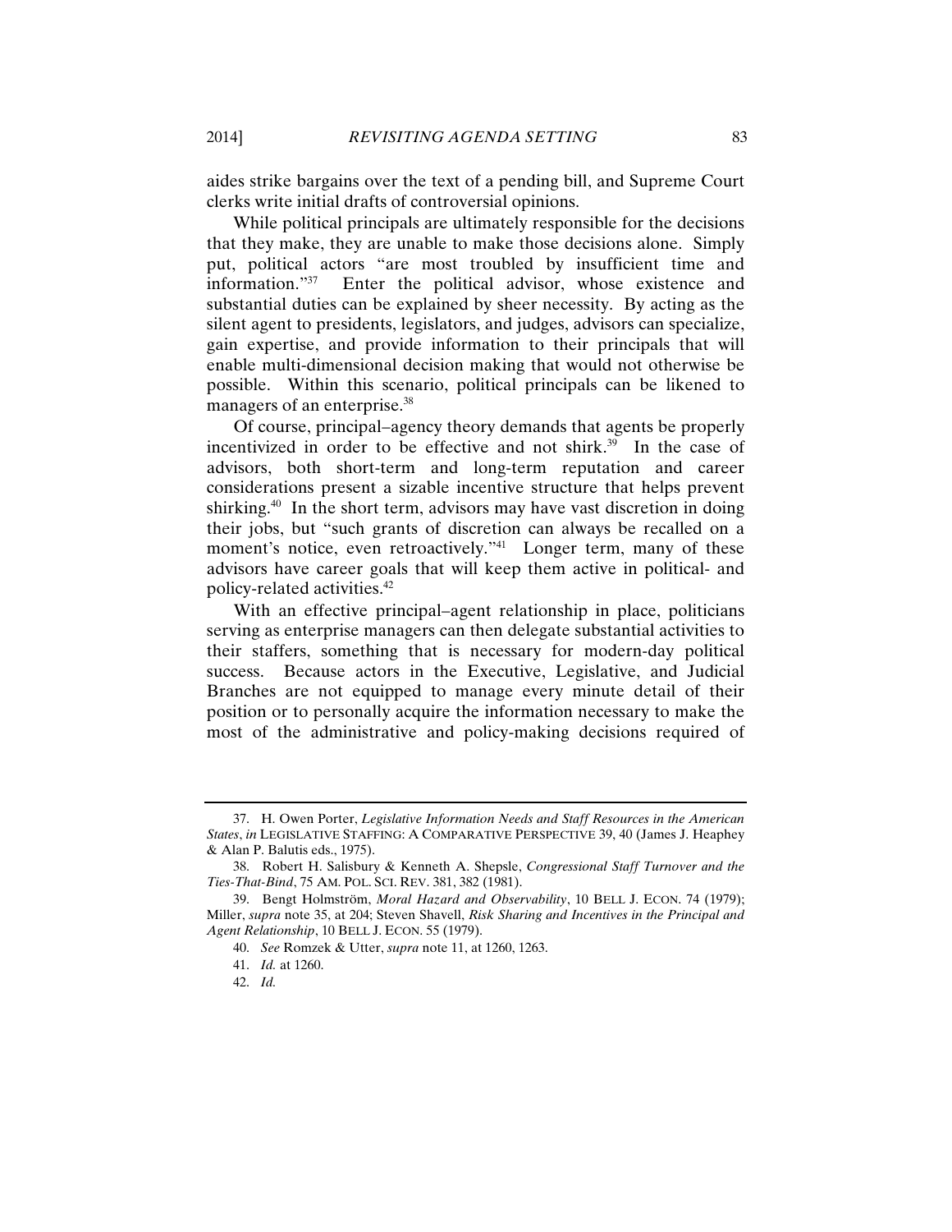aides strike bargains over the text of a pending bill, and Supreme Court clerks write initial drafts of controversial opinions.

While political principals are ultimately responsible for the decisions that they make, they are unable to make those decisions alone. Simply put, political actors "are most troubled by insufficient time and information."[37] Enter the political advisor, whose existence and substantial duties can be explained by sheer necessity. By acting as the silent agent to presidents, legislators, and judges, advisors can specialize, gain expertise, and provide information to their principals that will enable multi-dimensional decision making that would not otherwise be possible. Within this scenario, political principals can be likened to managers of an enterprise.[38]

Of course, principal–agency theory demands that agents be properly incentivized in order to be effective and not shirk.[39] In the case of advisors, both short-term and long-term reputation and career considerations present a sizable incentive structure that helps prevent shirking.[40] In the short term, advisors may have vast discretion in doing their jobs, but "such grants of discretion can always be recalled on a moment's notice, even retroactively."[41] Longer term, many of these advisors have career goals that will keep them active in political- and policy-related activities.[42]

With an effective principal–agent relationship in place, politicians serving as enterprise managers can then delegate substantial activities to their staffers, something that is necessary for modern-day political success. Because actors in the Executive, Legislative, and Judicial Branches are not equipped to manage every minute detail of their position or to personally acquire the information necessary to make the most of the administrative and policy-making decisions required of

---

37. H. Owen Porter, *Legislative Information Needs and Staff Resources in the American States*, *in* LEGISLATIVE STAFFING: A COMPARATIVE PERSPECTIVE 39, 40 (James J. Heaphey & Alan P. Balutis eds., 1975).

38. Robert H. Salisbury & Kenneth A. Shepsle, *Congressional Staff Turnover and the Ties-That-Bind*, 75 AM. POL. SCI. REV. 381, 382 (1981).

39. Bengt Holmström, *Moral Hazard and Observability*, 10 BELL J. ECON. 74 (1979); Miller, *supra* note 35, at 204; Steven Shavell, *Risk Sharing and Incentives in the Principal and Agent Relationship*, 10 BELL J. ECON. 55 (1979).

40. *See* Romzek & Utter, *supra* note 11, at 1260, 1263.

41. *Id.* at 1260.

42. *Id.*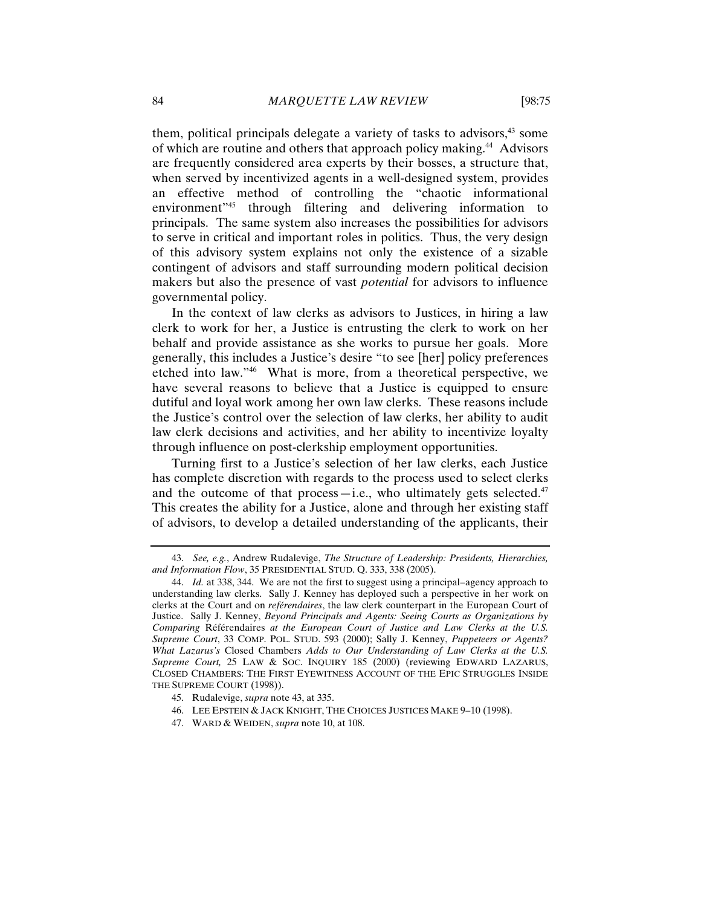them, political principals delegate a variety of tasks to advisors,[43] some of which are routine and others that approach policy making.[44] Advisors are frequently considered area experts by their bosses, a structure that, when served by incentivized agents in a well-designed system, provides an effective method of controlling the "chaotic informational environment"[45] through filtering and delivering information to principals. The same system also increases the possibilities for advisors to serve in critical and important roles in politics. Thus, the very design of this advisory system explains not only the existence of a sizable contingent of advisors and staff surrounding modern political decision makers but also the presence of vast *potential* for advisors to influence governmental policy.

In the context of law clerks as advisors to Justices, in hiring a law clerk to work for her, a Justice is entrusting the clerk to work on her behalf and provide assistance as she works to pursue her goals. More generally, this includes a Justice's desire "to see [her] policy preferences etched into law."[46] What is more, from a theoretical perspective, we have several reasons to believe that a Justice is equipped to ensure dutiful and loyal work among her own law clerks. These reasons include the Justice's control over the selection of law clerks, her ability to audit law clerk decisions and activities, and her ability to incentivize loyalty through influence on post-clerkship employment opportunities.

Turning first to a Justice's selection of her law clerks, each Justice has complete discretion with regards to the process used to select clerks and the outcome of that process—i.e., who ultimately gets selected.[47] This creates the ability for a Justice, alone and through her existing staff of advisors, to develop a detailed understanding of the applicants, their

---

43. *See, e.g.*, Andrew Rudalevige, *The Structure of Leadership: Presidents, Hierarchies, and Information Flow*, 35 PRESIDENTIAL STUD. Q. 333, 338 (2005).

44. *Id.* at 338, 344. We are not the first to suggest using a principal–agency approach to understanding law clerks. Sally J. Kenney has deployed such a perspective in her work on clerks at the Court and on *reférendaires*, the law clerk counterpart in the European Court of Justice. Sally J. Kenney, *Beyond Principals and Agents: Seeing Courts as Organizations by Comparing* Référendaires *at the European Court of Justice and Law Clerks at the U.S. Supreme Court*, 33 COMP. POL. STUD. 593 (2000); Sally J. Kenney, *Puppeteers or Agents? What Lazarus's* Closed Chambers *Adds to Our Understanding of Law Clerks at the U.S. Supreme Court,* 25 LAW & SOC. INQUIRY 185 (2000) (reviewing EDWARD LAZARUS, CLOSED CHAMBERS: THE FIRST EYEWITNESS ACCOUNT OF THE EPIC STRUGGLES INSIDE THE SUPREME COURT (1998)).

45. Rudalevige, *supra* note 43, at 335.

46. LEE EPSTEIN & JACK KNIGHT, THE CHOICES JUSTICES MAKE 9–10 (1998).

47. WARD & WEIDEN, *supra* note 10, at 108.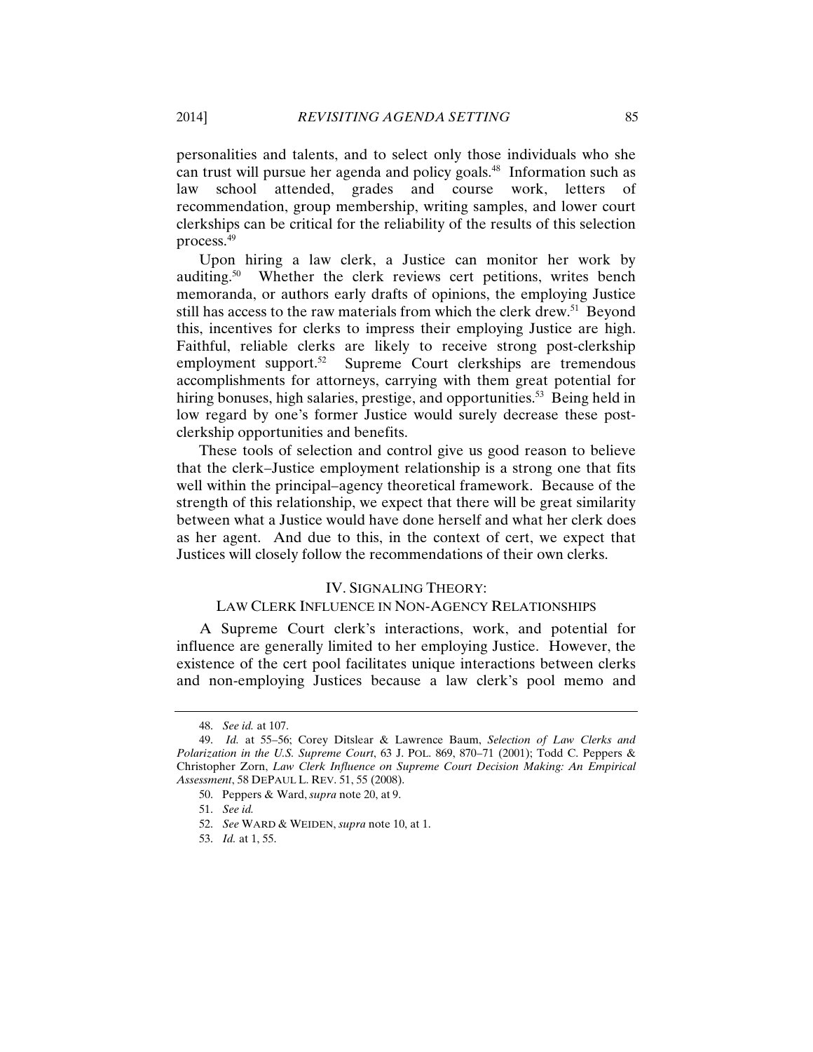personalities and talents, and to select only those individuals who she can trust will pursue her agenda and policy goals.[48] Information such as law school attended, grades and course work, letters of recommendation, group membership, writing samples, and lower court clerkships can be critical for the reliability of the results of this selection process.[49]

Upon hiring a law clerk, a Justice can monitor her work by auditing.[50] Whether the clerk reviews cert petitions, writes bench memoranda, or authors early drafts of opinions, the employing Justice still has access to the raw materials from which the clerk drew.[51] Beyond this, incentives for clerks to impress their employing Justice are high. Faithful, reliable clerks are likely to receive strong post-clerkship employment support.[52] Supreme Court clerkships are tremendous accomplishments for attorneys, carrying with them great potential for hiring bonuses, high salaries, prestige, and opportunities.[53] Being held in low regard by one's former Justice would surely decrease these post-clerkship opportunities and benefits.

These tools of selection and control give us good reason to believe that the clerk–Justice employment relationship is a strong one that fits well within the principal–agency theoretical framework. Because of the strength of this relationship, we expect that there will be great similarity between what a Justice would have done herself and what her clerk does as her agent. And due to this, in the context of cert, we expect that Justices will closely follow the recommendations of their own clerks.

## IV. SIGNALING THEORY: LAW CLERK INFLUENCE IN NON-AGENCY RELATIONSHIPS

A Supreme Court clerk's interactions, work, and potential for influence are generally limited to her employing Justice. However, the existence of the cert pool facilitates unique interactions between clerks and non-employing Justices because a law clerk's pool memo and

---

48. *See id.* at 107.

49. *Id.* at 55–56; Corey Ditslear & Lawrence Baum, *Selection of Law Clerks and Polarization in the U.S. Supreme Court*, 63 J. POL. 869, 870–71 (2001); Todd C. Peppers & Christopher Zorn, *Law Clerk Influence on Supreme Court Decision Making: An Empirical Assessment*, 58 DEPAUL L. REV. 51, 55 (2008).

50. Peppers & Ward, *supra* note 20, at 9.

51. *See id.*

52. *See* WARD & WEIDEN, *supra* note 10, at 1.

53. *Id.* at 1, 55.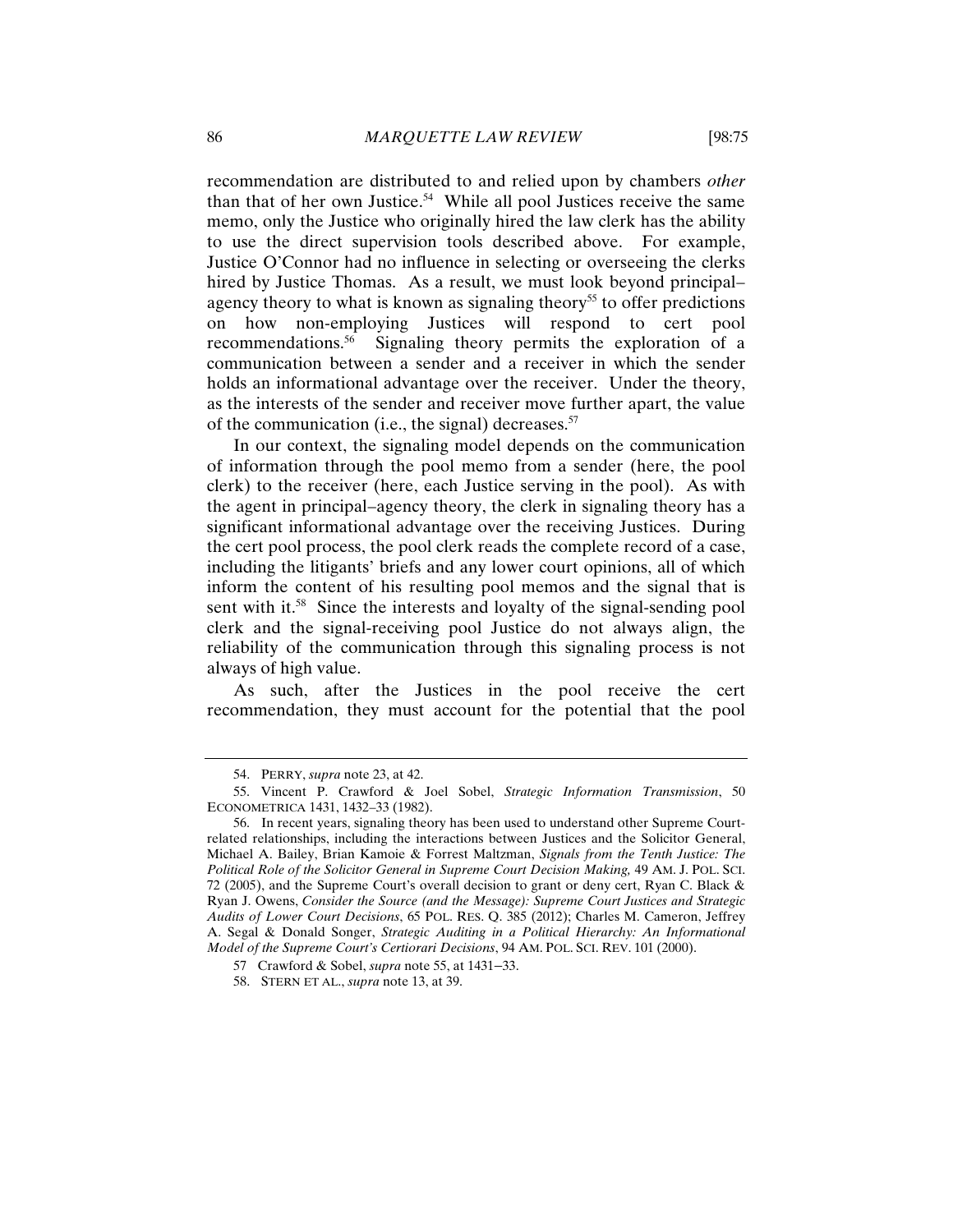recommendation are distributed to and relied upon by chambers *other* than that of her own Justice.[54] While all pool Justices receive the same memo, only the Justice who originally hired the law clerk has the ability to use the direct supervision tools described above. For example, Justice O'Connor had no influence in selecting or overseeing the clerks hired by Justice Thomas. As a result, we must look beyond principal–agency theory to what is known as signaling theory[55] to offer predictions on how non-employing Justices will respond to cert pool recommendations.[56] Signaling theory permits the exploration of a communication between a sender and a receiver in which the sender holds an informational advantage over the receiver. Under the theory, as the interests of the sender and receiver move further apart, the value of the communication (i.e., the signal) decreases.[57]

In our context, the signaling model depends on the communication of information through the pool memo from a sender (here, the pool clerk) to the receiver (here, each Justice serving in the pool). As with the agent in principal–agency theory, the clerk in signaling theory has a significant informational advantage over the receiving Justices. During the cert pool process, the pool clerk reads the complete record of a case, including the litigants' briefs and any lower court opinions, all of which inform the content of his resulting pool memos and the signal that is sent with it.[58] Since the interests and loyalty of the signal-sending pool clerk and the signal-receiving pool Justice do not always align, the reliability of the communication through this signaling process is not always of high value.

As such, after the Justices in the pool receive the cert recommendation, they must account for the potential that the pool

---

54. PERRY, *supra* note 23, at 42.

55. Vincent P. Crawford & Joel Sobel, *Strategic Information Transmission*, 50 ECONOMETRICA 1431, 1432–33 (1982).

56. In recent years, signaling theory has been used to understand other Supreme Court-related relationships, including the interactions between Justices and the Solicitor General, Michael A. Bailey, Brian Kamoie & Forrest Maltzman, *Signals from the Tenth Justice: The Political Role of the Solicitor General in Supreme Court Decision Making,* 49 AM. J. POL. SCI. 72 (2005), and the Supreme Court's overall decision to grant or deny cert, Ryan C. Black & Ryan J. Owens, *Consider the Source (and the Message): Supreme Court Justices and Strategic Audits of Lower Court Decisions*, 65 POL. RES. Q. 385 (2012); Charles M. Cameron, Jeffrey A. Segal & Donald Songer, *Strategic Auditing in a Political Hierarchy: An Informational Model of the Supreme Court's Certiorari Decisions*, 94 AM. POL. SCI. REV. 101 (2000).

57 Crawford & Sobel, *supra* note 55, at 1431–33.

58. STERN ET AL., *supra* note 13, at 39.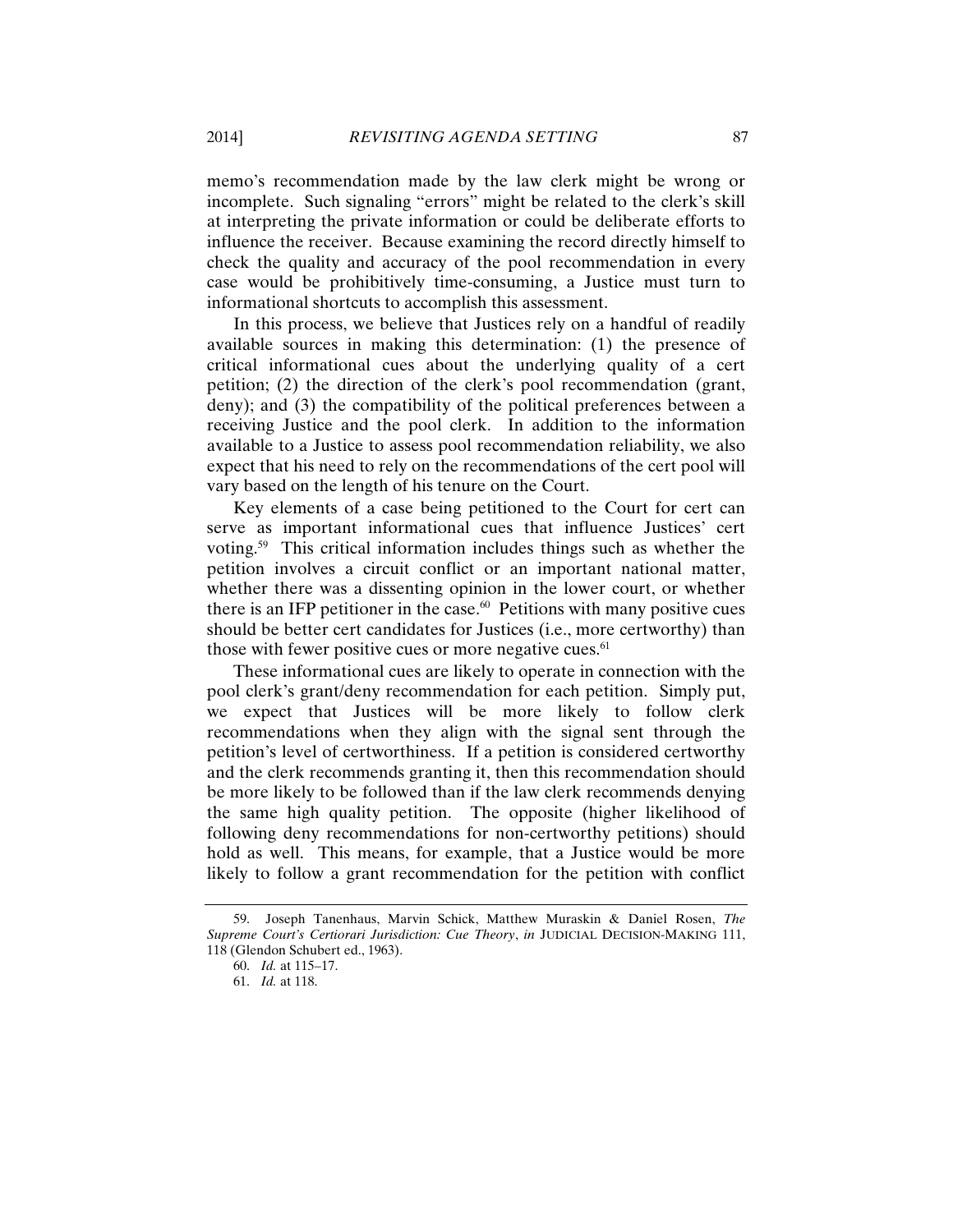memo's recommendation made by the law clerk might be wrong or incomplete. Such signaling "errors" might be related to the clerk's skill at interpreting the private information or could be deliberate efforts to influence the receiver. Because examining the record directly himself to check the quality and accuracy of the pool recommendation in every case would be prohibitively time-consuming, a Justice must turn to informational shortcuts to accomplish this assessment.

In this process, we believe that Justices rely on a handful of readily available sources in making this determination: (1) the presence of critical informational cues about the underlying quality of a cert petition; (2) the direction of the clerk's pool recommendation (grant, deny); and (3) the compatibility of the political preferences between a receiving Justice and the pool clerk. In addition to the information available to a Justice to assess pool recommendation reliability, we also expect that his need to rely on the recommendations of the cert pool will vary based on the length of his tenure on the Court.

Key elements of a case being petitioned to the Court for cert can serve as important informational cues that influence Justices' cert voting.[59] This critical information includes things such as whether the petition involves a circuit conflict or an important national matter, whether there was a dissenting opinion in the lower court, or whether there is an IFP petitioner in the case.[60] Petitions with many positive cues should be better cert candidates for Justices (i.e., more certworthy) than those with fewer positive cues or more negative cues.[61]

These informational cues are likely to operate in connection with the pool clerk's grant/deny recommendation for each petition. Simply put, we expect that Justices will be more likely to follow clerk recommendations when they align with the signal sent through the petition's level of certworthiness. If a petition is considered certworthy and the clerk recommends granting it, then this recommendation should be more likely to be followed than if the law clerk recommends denying the same high quality petition. The opposite (higher likelihood of following deny recommendations for non-certworthy petitions) should hold as well. This means, for example, that a Justice would be more likely to follow a grant recommendation for the petition with conflict

59. Joseph Tanenhaus, Marvin Schick, Matthew Muraskin & Daniel Rosen, *The Supreme Court's Certiorari Jurisdiction: Cue Theory*, *in* JUDICIAL DECISION-MAKING 111, 118 (Glendon Schubert ed., 1963).

60. *Id.* at 115–17.

61. *Id.* at 118.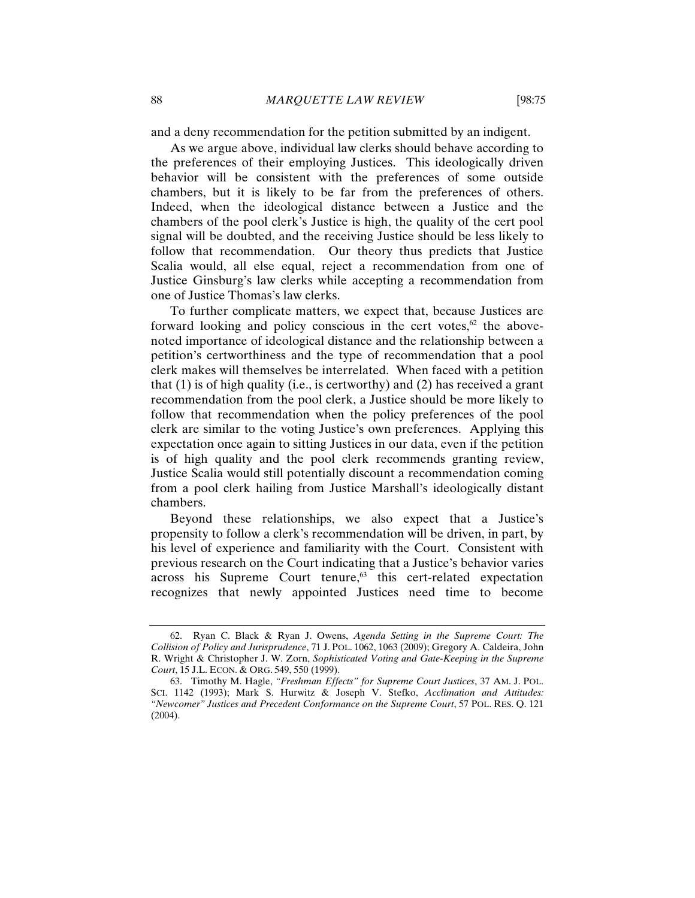and a deny recommendation for the petition submitted by an indigent.

As we argue above, individual law clerks should behave according to the preferences of their employing Justices. This ideologically driven behavior will be consistent with the preferences of some outside chambers, but it is likely to be far from the preferences of others. Indeed, when the ideological distance between a Justice and the chambers of the pool clerk's Justice is high, the quality of the cert pool signal will be doubted, and the receiving Justice should be less likely to follow that recommendation. Our theory thus predicts that Justice Scalia would, all else equal, reject a recommendation from one of Justice Ginsburg's law clerks while accepting a recommendation from one of Justice Thomas's law clerks.

To further complicate matters, we expect that, because Justices are forward looking and policy conscious in the cert votes,[62] the above-noted importance of ideological distance and the relationship between a petition's certworthiness and the type of recommendation that a pool clerk makes will themselves be interrelated. When faced with a petition that (1) is of high quality (i.e., is certworthy) and (2) has received a grant recommendation from the pool clerk, a Justice should be more likely to follow that recommendation when the policy preferences of the pool clerk are similar to the voting Justice's own preferences. Applying this expectation once again to sitting Justices in our data, even if the petition is of high quality and the pool clerk recommends granting review, Justice Scalia would still potentially discount a recommendation coming from a pool clerk hailing from Justice Marshall's ideologically distant chambers.

Beyond these relationships, we also expect that a Justice's propensity to follow a clerk's recommendation will be driven, in part, by his level of experience and familiarity with the Court. Consistent with previous research on the Court indicating that a Justice's behavior varies across his Supreme Court tenure,[63] this cert-related expectation recognizes that newly appointed Justices need time to become

---

62. Ryan C. Black & Ryan J. Owens, *Agenda Setting in the Supreme Court: The Collision of Policy and Jurisprudence*, 71 J. POL. 1062, 1063 (2009); Gregory A. Caldeira, John R. Wright & Christopher J. W. Zorn, *Sophisticated Voting and Gate-Keeping in the Supreme Court*, 15 J.L. ECON. & ORG. 549, 550 (1999).

63. Timothy M. Hagle, *"Freshman Effects" for Supreme Court Justices*, 37 AM. J. POL. SCI. 1142 (1993); Mark S. Hurwitz & Joseph V. Stefko, *Acclimation and Attitudes: "Newcomer" Justices and Precedent Conformance on the Supreme Court*, 57 POL. RES. Q. 121 (2004).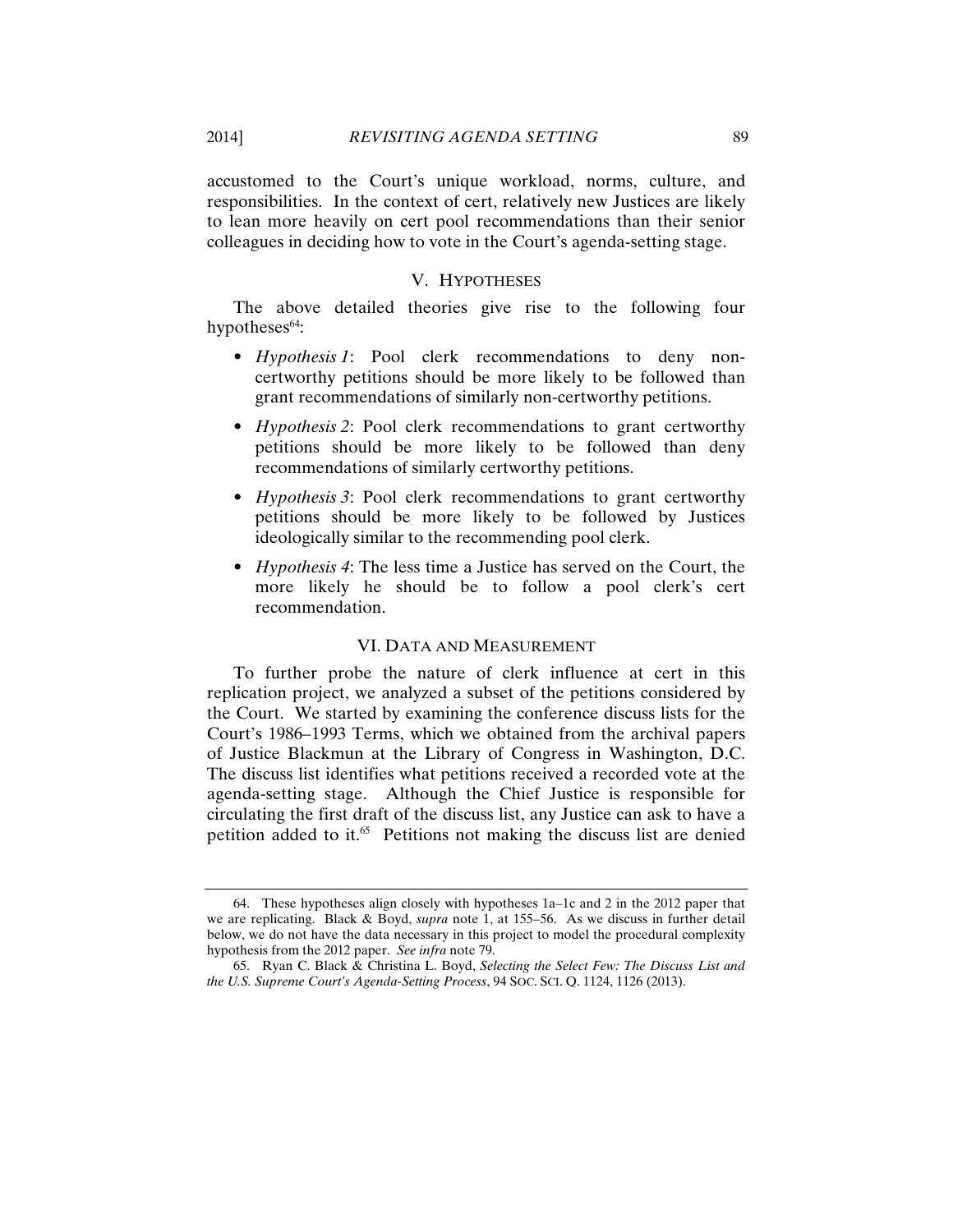accustomed to the Court's unique workload, norms, culture, and responsibilities. In the context of cert, relatively new Justices are likely to lean more heavily on cert pool recommendations than their senior colleagues in deciding how to vote in the Court's agenda-setting stage.

## V. HYPOTHESES

The above detailed theories give rise to the following four hypotheses[64]:

- *Hypothesis 1*: Pool clerk recommendations to deny non-certworthy petitions should be more likely to be followed than grant recommendations of similarly non-certworthy petitions.
- *Hypothesis 2*: Pool clerk recommendations to grant certworthy petitions should be more likely to be followed than deny recommendations of similarly certworthy petitions.
- *Hypothesis 3*: Pool clerk recommendations to grant certworthy petitions should be more likely to be followed by Justices ideologically similar to the recommending pool clerk.
- *Hypothesis 4*: The less time a Justice has served on the Court, the more likely he should be to follow a pool clerk's cert recommendation.

## VI. DATA AND MEASUREMENT

To further probe the nature of clerk influence at cert in this replication project, we analyzed a subset of the petitions considered by the Court. We started by examining the conference discuss lists for the Court's 1986–1993 Terms, which we obtained from the archival papers of Justice Blackmun at the Library of Congress in Washington, D.C. The discuss list identifies what petitions received a recorded vote at the agenda-setting stage. Although the Chief Justice is responsible for circulating the first draft of the discuss list, any Justice can ask to have a petition added to it.[65] Petitions not making the discuss list are denied

---

64. These hypotheses align closely with hypotheses 1a–1c and 2 in the 2012 paper that we are replicating. Black & Boyd, *supra* note 1, at 155–56. As we discuss in further detail below, we do not have the data necessary in this project to model the procedural complexity hypothesis from the 2012 paper. *See infra* note 79.

65. Ryan C. Black & Christina L. Boyd, *Selecting the Select Few: The Discuss List and the U.S. Supreme Court's Agenda-Setting Process*, 94 SOC. SCI. Q. 1124, 1126 (2013).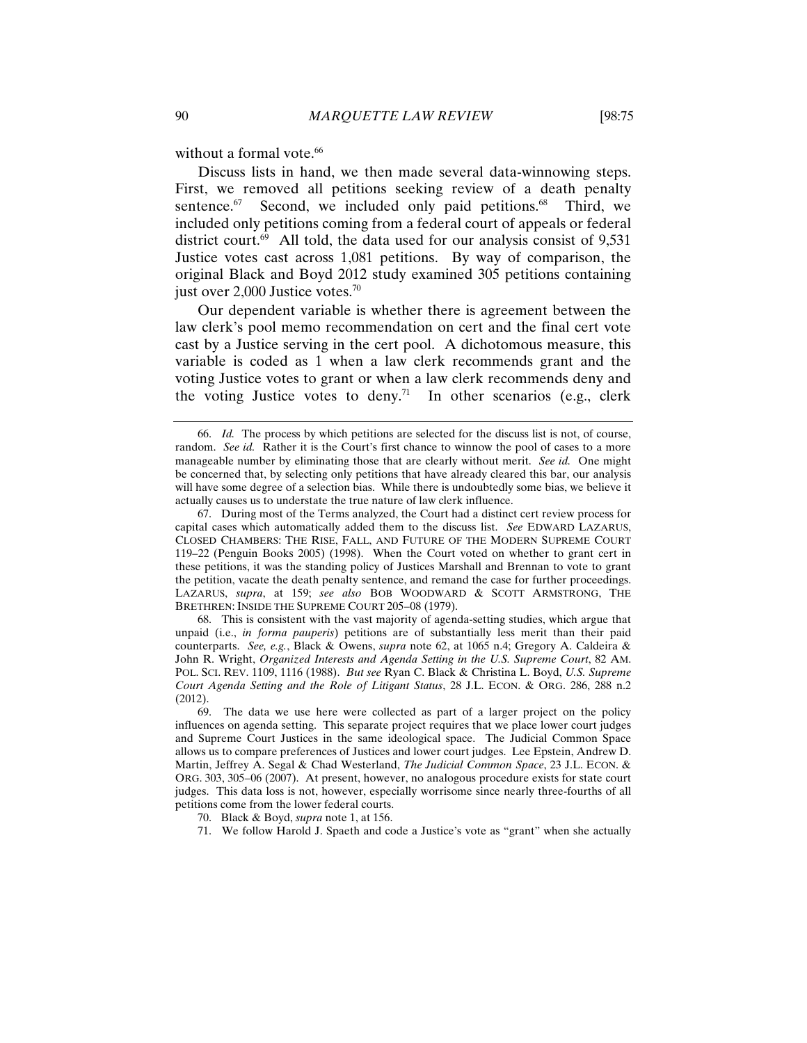without a formal vote.[66]

Discuss lists in hand, we then made several data-winnowing steps. First, we removed all petitions seeking review of a death penalty sentence.[67] Second, we included only paid petitions.[68] Third, we included only petitions coming from a federal court of appeals or federal district court.[69] All told, the data used for our analysis consist of 9,531 Justice votes cast across 1,081 petitions. By way of comparison, the original Black and Boyd 2012 study examined 305 petitions containing just over 2,000 Justice votes.[70]

Our dependent variable is whether there is agreement between the law clerk's pool memo recommendation on cert and the final cert vote cast by a Justice serving in the cert pool. A dichotomous measure, this variable is coded as 1 when a law clerk recommends grant and the voting Justice votes to grant or when a law clerk recommends deny and the voting Justice votes to deny.[71] In other scenarios (e.g., clerk

---

66. *Id.* The process by which petitions are selected for the discuss list is not, of course, random. *See id.* Rather it is the Court's first chance to winnow the pool of cases to a more manageable number by eliminating those that are clearly without merit. *See id.* One might be concerned that, by selecting only petitions that have already cleared this bar, our analysis will have some degree of a selection bias. While there is undoubtedly some bias, we believe it actually causes us to understate the true nature of law clerk influence.

67. During most of the Terms analyzed, the Court had a distinct cert review process for capital cases which automatically added them to the discuss list. *See* EDWARD LAZARUS, CLOSED CHAMBERS: THE RISE, FALL, AND FUTURE OF THE MODERN SUPREME COURT 119–22 (Penguin Books 2005) (1998). When the Court voted on whether to grant cert in these petitions, it was the standing policy of Justices Marshall and Brennan to vote to grant the petition, vacate the death penalty sentence, and remand the case for further proceedings. LAZARUS, *supra*, at 159; *see also* BOB WOODWARD & SCOTT ARMSTRONG, THE BRETHREN: INSIDE THE SUPREME COURT 205–08 (1979).

68. This is consistent with the vast majority of agenda-setting studies, which argue that unpaid (i.e., *in forma pauperis*) petitions are of substantially less merit than their paid counterparts. *See, e.g.*, Black & Owens, *supra* note 62, at 1065 n.4; Gregory A. Caldeira & John R. Wright, *Organized Interests and Agenda Setting in the U.S. Supreme Court*, 82 AM. POL. SCI. REV. 1109, 1116 (1988). *But see* Ryan C. Black & Christina L. Boyd, *U.S. Supreme Court Agenda Setting and the Role of Litigant Status*, 28 J.L. ECON. & ORG. 286, 288 n.2 (2012).

69. The data we use here were collected as part of a larger project on the policy influences on agenda setting. This separate project requires that we place lower court judges and Supreme Court Justices in the same ideological space. The Judicial Common Space allows us to compare preferences of Justices and lower court judges. Lee Epstein, Andrew D. Martin, Jeffrey A. Segal & Chad Westerland, *The Judicial Common Space*, 23 J.L. ECON. & ORG. 303, 305–06 (2007). At present, however, no analogous procedure exists for state court judges. This data loss is not, however, especially worrisome since nearly three-fourths of all petitions come from the lower federal courts.

70. Black & Boyd, *supra* note 1, at 156.

71. We follow Harold J. Spaeth and code a Justice's vote as "grant" when she actually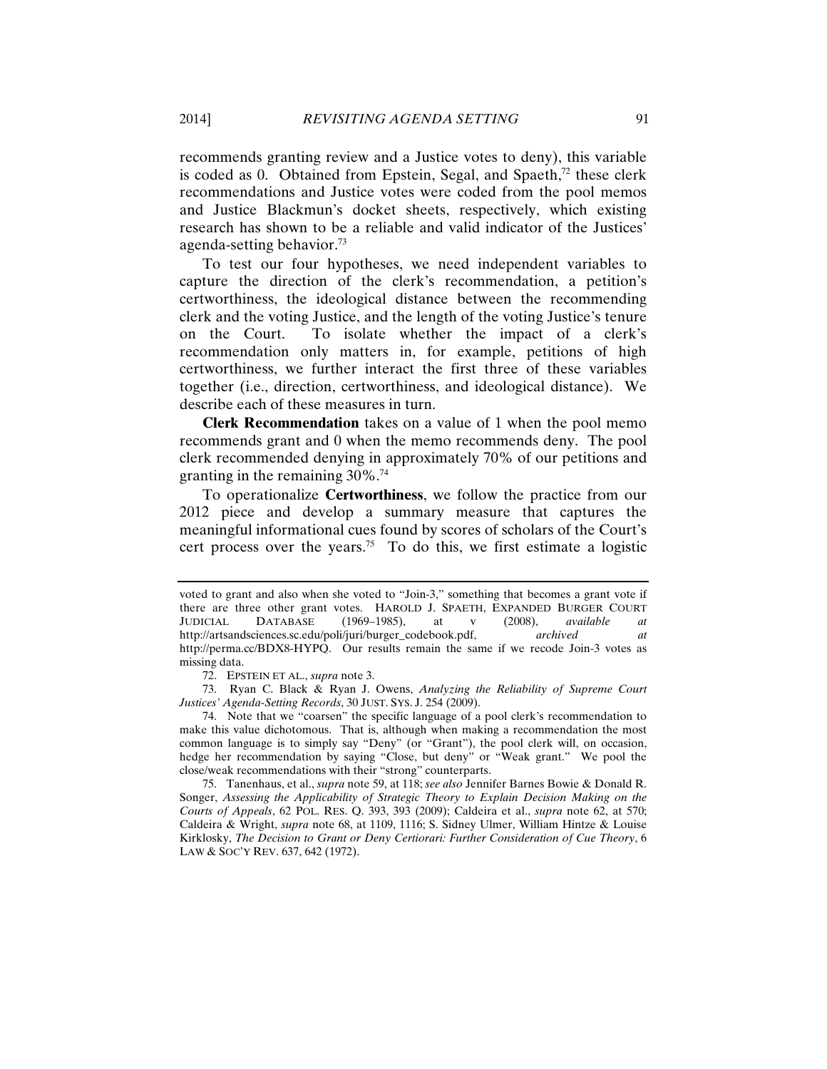recommends granting review and a Justice votes to deny), this variable is coded as 0. Obtained from Epstein, Segal, and Spaeth,[72] these clerk recommendations and Justice votes were coded from the pool memos and Justice Blackmun's docket sheets, respectively, which existing research has shown to be a reliable and valid indicator of the Justices' agenda-setting behavior.[73]

To test our four hypotheses, we need independent variables to capture the direction of the clerk's recommendation, a petition's certworthiness, the ideological distance between the recommending clerk and the voting Justice, and the length of the voting Justice's tenure on the Court. To isolate whether the impact of a clerk's recommendation only matters in, for example, petitions of high certworthiness, we further interact the first three of these variables together (i.e., direction, certworthiness, and ideological distance). We describe each of these measures in turn.

**Clerk Recommendation** takes on a value of 1 when the pool memo recommends grant and 0 when the memo recommends deny. The pool clerk recommended denying in approximately 70% of our petitions and granting in the remaining 30%.[74]

To operationalize **Certworthiness**, we follow the practice from our 2012 piece and develop a summary measure that captures the meaningful informational cues found by scores of scholars of the Court's cert process over the years.[75] To do this, we first estimate a logistic

---

voted to grant and also when she voted to "Join-3," something that becomes a grant vote if there are three other grant votes. HAROLD J. SPAETH, EXPANDED BURGER COURT JUDICIAL DATABASE (1969–1985), at v (2008), *available at* http://artsandsciences.sc.edu/poli/juri/burger_codebook.pdf, *archived at* http://perma.cc/BDX8-HYPQ. Our results remain the same if we recode Join-3 votes as missing data.

72. EPSTEIN ET AL., *supra* note 3.

73. Ryan C. Black & Ryan J. Owens, *Analyzing the Reliability of Supreme Court Justices' Agenda-Setting Records*, 30 JUST. SYS. J. 254 (2009).

74. Note that we "coarsen" the specific language of a pool clerk's recommendation to make this value dichotomous. That is, although when making a recommendation the most common language is to simply say "Deny" (or "Grant"), the pool clerk will, on occasion, hedge her recommendation by saying "Close, but deny" or "Weak grant." We pool the close/weak recommendations with their "strong" counterparts.

75. Tanenhaus, et al., *supra* note 59, at 118; *see also* Jennifer Barnes Bowie & Donald R. Songer, *Assessing the Applicability of Strategic Theory to Explain Decision Making on the Courts of Appeals*, 62 POL. RES. Q. 393, 393 (2009); Caldeira et al., *supra* note 62, at 570; Caldeira & Wright, *supra* note 68, at 1109, 1116; S. Sidney Ulmer, William Hintze & Louise Kirklosky, *The Decision to Grant or Deny Certiorari: Further Consideration of Cue Theory*, 6 LAW & SOC'Y REV. 637, 642 (1972).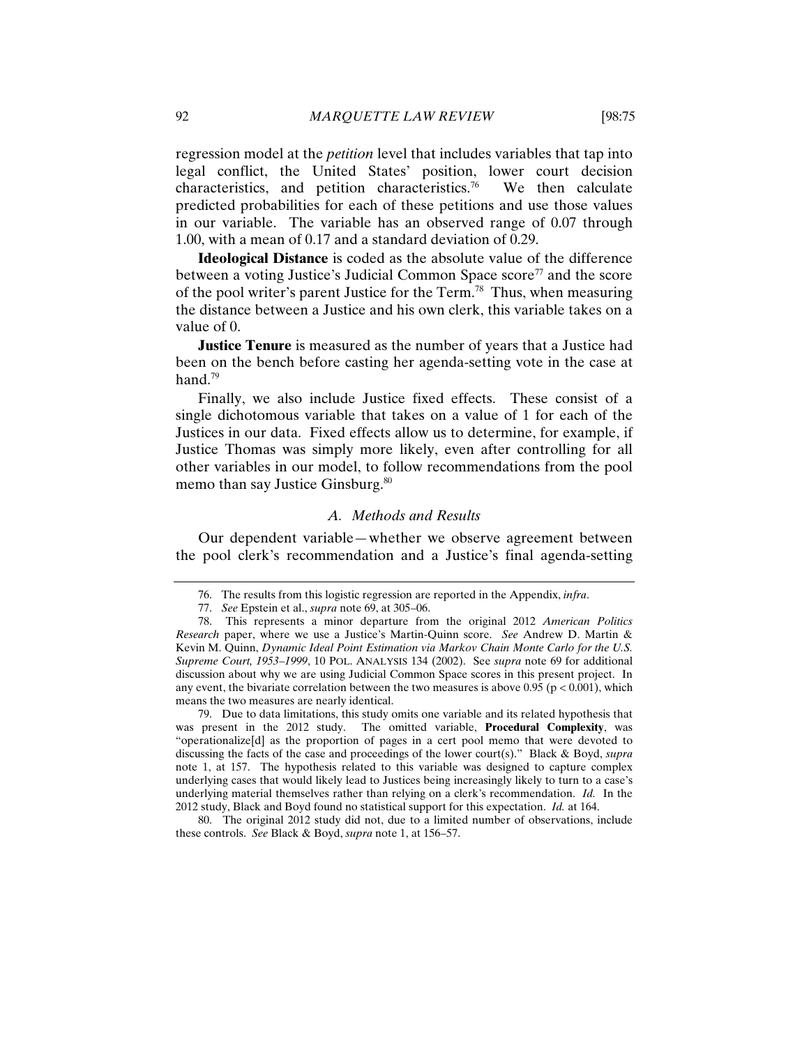regression model at the *petition* level that includes variables that tap into legal conflict, the United States' position, lower court decision characteristics, and petition characteristics.[76] We then calculate predicted probabilities for each of these petitions and use those values in our variable. The variable has an observed range of 0.07 through 1.00, with a mean of 0.17 and a standard deviation of 0.29.

**Ideological Distance** is coded as the absolute value of the difference between a voting Justice's Judicial Common Space score[77] and the score of the pool writer's parent Justice for the Term.[78] Thus, when measuring the distance between a Justice and his own clerk, this variable takes on a value of 0.

**Justice Tenure** is measured as the number of years that a Justice had been on the bench before casting her agenda-setting vote in the case at hand.[79]

Finally, we also include Justice fixed effects. These consist of a single dichotomous variable that takes on a value of 1 for each of the Justices in our data. Fixed effects allow us to determine, for example, if Justice Thomas was simply more likely, even after controlling for all other variables in our model, to follow recommendations from the pool memo than say Justice Ginsburg.[80]

### *A. Methods and Results*

Our dependent variable—whether we observe agreement between the pool clerk's recommendation and a Justice's final agenda-setting

---

76. The results from this logistic regression are reported in the Appendix, *infra*.

77. *See* Epstein et al., *supra* note 69, at 305–06.

78. This represents a minor departure from the original 2012 *American Politics Research* paper, where we use a Justice's Martin-Quinn score. *See* Andrew D. Martin & Kevin M. Quinn, *Dynamic Ideal Point Estimation via Markov Chain Monte Carlo for the U.S. Supreme Court, 1953–1999*, 10 POL. ANALYSIS 134 (2002). See *supra* note 69 for additional discussion about why we are using Judicial Common Space scores in this present project. In any event, the bivariate correlation between the two measures is above 0.95 ($p < 0.001$), which means the two measures are nearly identical.

79. Due to data limitations, this study omits one variable and its related hypothesis that was present in the 2012 study. The omitted variable, **Procedural Complexity**, was "operationalize[d] as the proportion of pages in a cert pool memo that were devoted to discussing the facts of the case and proceedings of the lower court(s)." Black & Boyd, *supra* note 1, at 157. The hypothesis related to this variable was designed to capture complex underlying cases that would likely lead to Justices being increasingly likely to turn to a case's underlying material themselves rather than relying on a clerk's recommendation. *Id.* In the 2012 study, Black and Boyd found no statistical support for this expectation. *Id.* at 164.

80. The original 2012 study did not, due to a limited number of observations, include these controls. *See* Black & Boyd, *supra* note 1, at 156–57.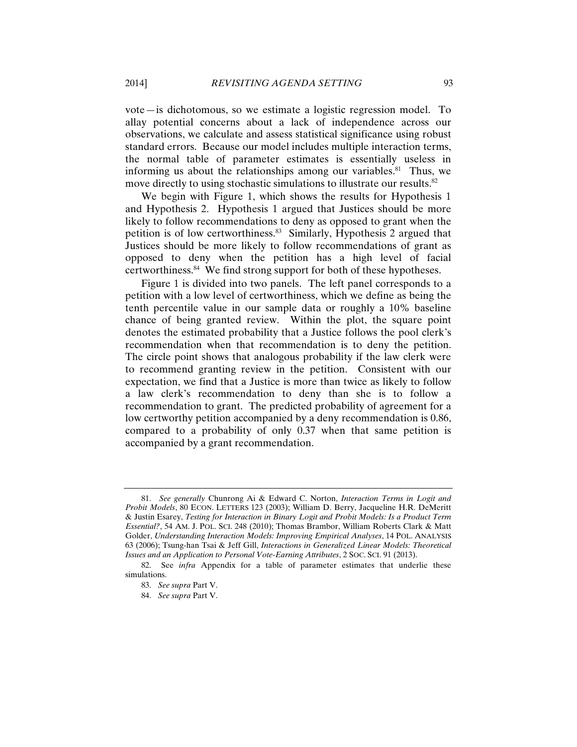vote—is dichotomous, so we estimate a logistic regression model. To allay potential concerns about a lack of independence across our observations, we calculate and assess statistical significance using robust standard errors. Because our model includes multiple interaction terms, the normal table of parameter estimates is essentially useless in informing us about the relationships among our variables.[81] Thus, we move directly to using stochastic simulations to illustrate our results.[82]

We begin with Figure 1, which shows the results for Hypothesis 1 and Hypothesis 2. Hypothesis 1 argued that Justices should be more likely to follow recommendations to deny as opposed to grant when the petition is of low certworthiness.[83] Similarly, Hypothesis 2 argued that Justices should be more likely to follow recommendations of grant as opposed to deny when the petition has a high level of facial certworthiness.[84] We find strong support for both of these hypotheses.

Figure 1 is divided into two panels. The left panel corresponds to a petition with a low level of certworthiness, which we define as being the tenth percentile value in our sample data or roughly a 10% baseline chance of being granted review. Within the plot, the square point denotes the estimated probability that a Justice follows the pool clerk's recommendation when that recommendation is to deny the petition. The circle point shows that analogous probability if the law clerk were to recommend granting review in the petition. Consistent with our expectation, we find that a Justice is more than twice as likely to follow a law clerk's recommendation to deny than she is to follow a recommendation to grant. The predicted probability of agreement for a low certworthy petition accompanied by a deny recommendation is 0.86, compared to a probability of only 0.37 when that same petition is accompanied by a grant recommendation.

---

81. *See generally* Chunrong Ai & Edward C. Norton, *Interaction Terms in Logit and Probit Models*, 80 ECON. LETTERS 123 (2003); William D. Berry, Jacqueline H.R. DeMeritt & Justin Esarey, *Testing for Interaction in Binary Logit and Probit Models: Is a Product Term Essential?*, 54 AM. J. POL. SCI. 248 (2010); Thomas Brambor, William Roberts Clark & Matt Golder, *Understanding Interaction Models: Improving Empirical Analyses*, 14 POL. ANALYSIS 63 (2006); Tsung-han Tsai & Jeff Gill, *Interactions in Generalized Linear Models: Theoretical Issues and an Application to Personal Vote-Earning Attributes*, 2 SOC. SCI. 91 (2013).

82. See *infra* Appendix for a table of parameter estimates that underlie these simulations.

83. *See supra* Part V.

84. *See supra* Part V.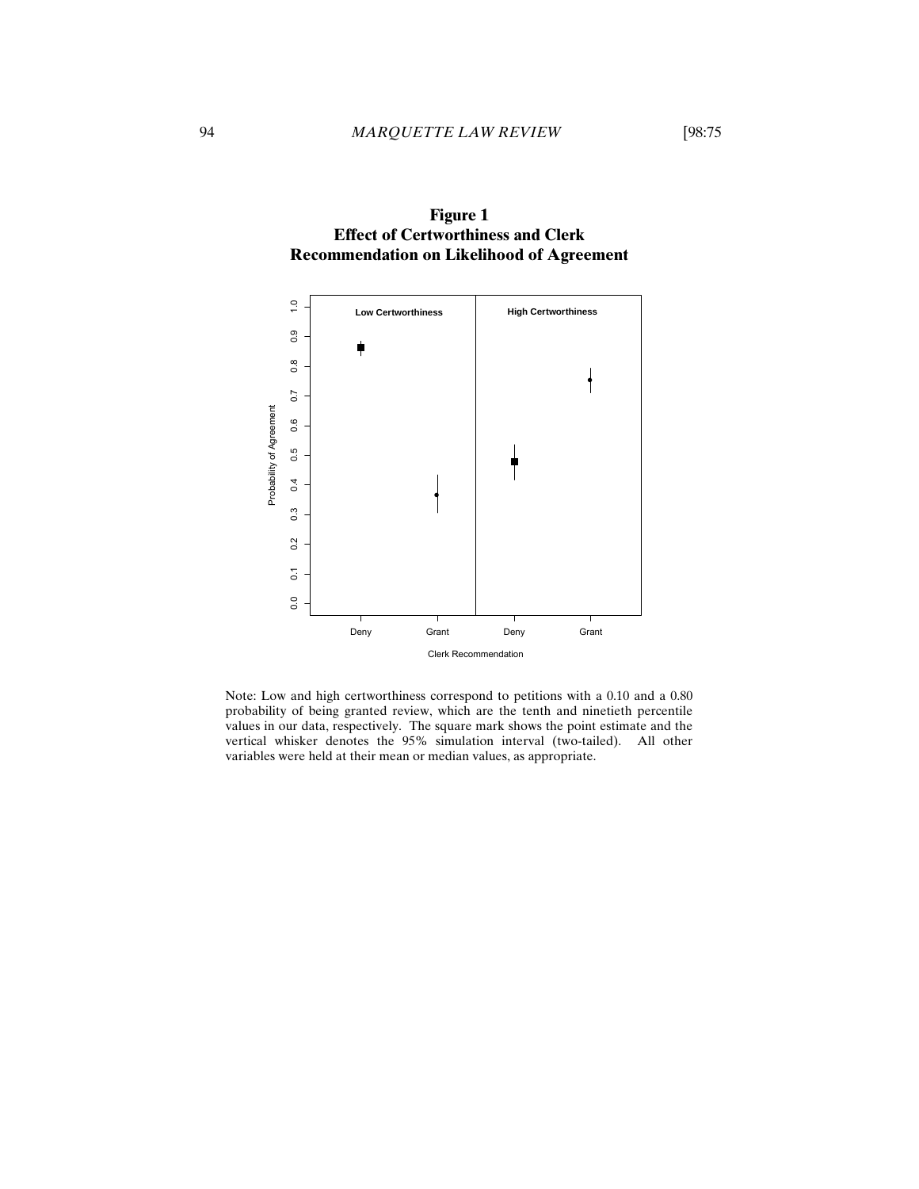**Figure 1**
**Effect of Certworthiness and Clerk Recommendation on Likelihood of Agreement**

Note: Low and high certworthiness correspond to petitions with a 0.10 and a 0.80 probability of being granted review, which are the tenth and ninetieth percentile values in our data, respectively. The square mark shows the point estimate and the vertical whisker denotes the 95% simulation interval (two-tailed). All other variables were held at their mean or median values, as appropriate.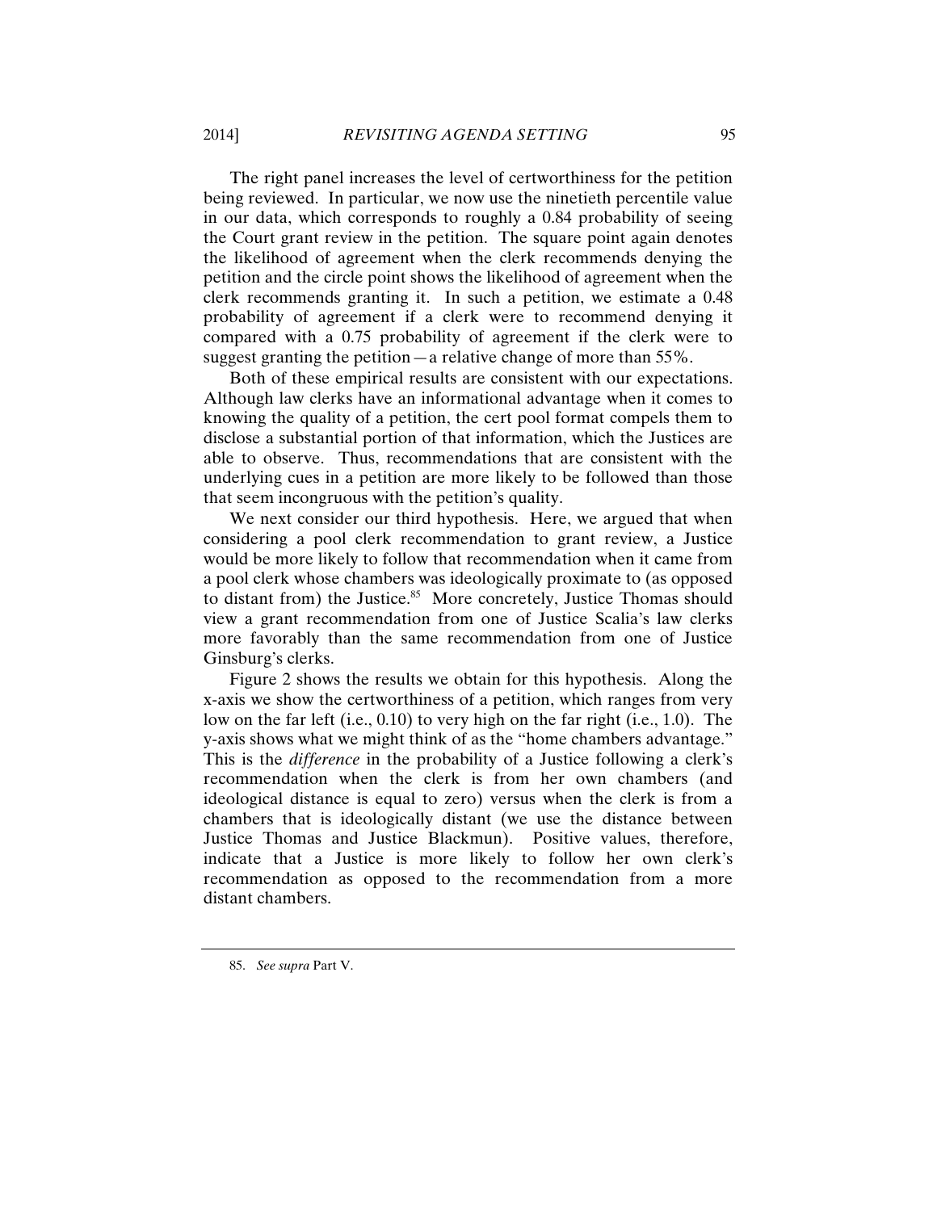The right panel increases the level of certworthiness for the petition being reviewed. In particular, we now use the ninetieth percentile value in our data, which corresponds to roughly a 0.84 probability of seeing the Court grant review in the petition. The square point again denotes the likelihood of agreement when the clerk recommends denying the petition and the circle point shows the likelihood of agreement when the clerk recommends granting it. In such a petition, we estimate a 0.48 probability of agreement if a clerk were to recommend denying it compared with a 0.75 probability of agreement if the clerk were to suggest granting the petition—a relative change of more than 55%.

Both of these empirical results are consistent with our expectations. Although law clerks have an informational advantage when it comes to knowing the quality of a petition, the cert pool format compels them to disclose a substantial portion of that information, which the Justices are able to observe. Thus, recommendations that are consistent with the underlying cues in a petition are more likely to be followed than those that seem incongruous with the petition's quality.

We next consider our third hypothesis. Here, we argued that when considering a pool clerk recommendation to grant review, a Justice would be more likely to follow that recommendation when it came from a pool clerk whose chambers was ideologically proximate to (as opposed to distant from) the Justice.[85] More concretely, Justice Thomas should view a grant recommendation from one of Justice Scalia's law clerks more favorably than the same recommendation from one of Justice Ginsburg's clerks.

Figure 2 shows the results we obtain for this hypothesis. Along the x-axis we show the certworthiness of a petition, which ranges from very low on the far left (i.e., 0.10) to very high on the far right (i.e., 1.0). The y-axis shows what we might think of as the "home chambers advantage." This is the *difference* in the probability of a Justice following a clerk's recommendation when the clerk is from her own chambers (and ideological distance is equal to zero) versus when the clerk is from a chambers that is ideologically distant (we use the distance between Justice Thomas and Justice Blackmun). Positive values, therefore, indicate that a Justice is more likely to follow her own clerk's recommendation as opposed to the recommendation from a more distant chambers.

---

85. *See supra* Part V.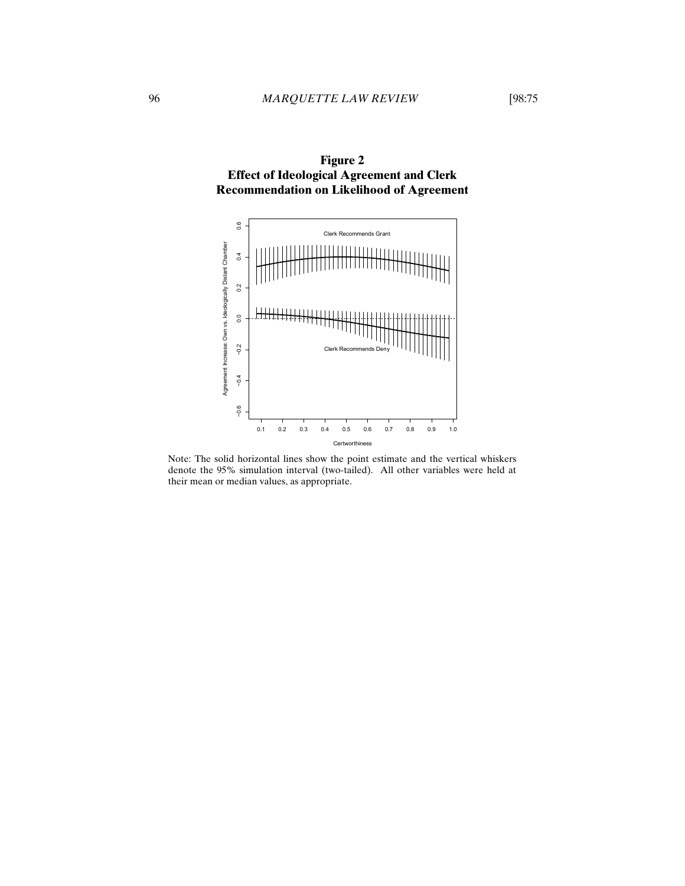**Figure 2**
**Effect of Ideological Agreement and Clerk Recommendation on Likelihood of Agreement**

Note: The solid horizontal lines show the point estimate and the vertical whiskers denote the 95% simulation interval (two-tailed). All other variables were held at their mean or median values, as appropriate.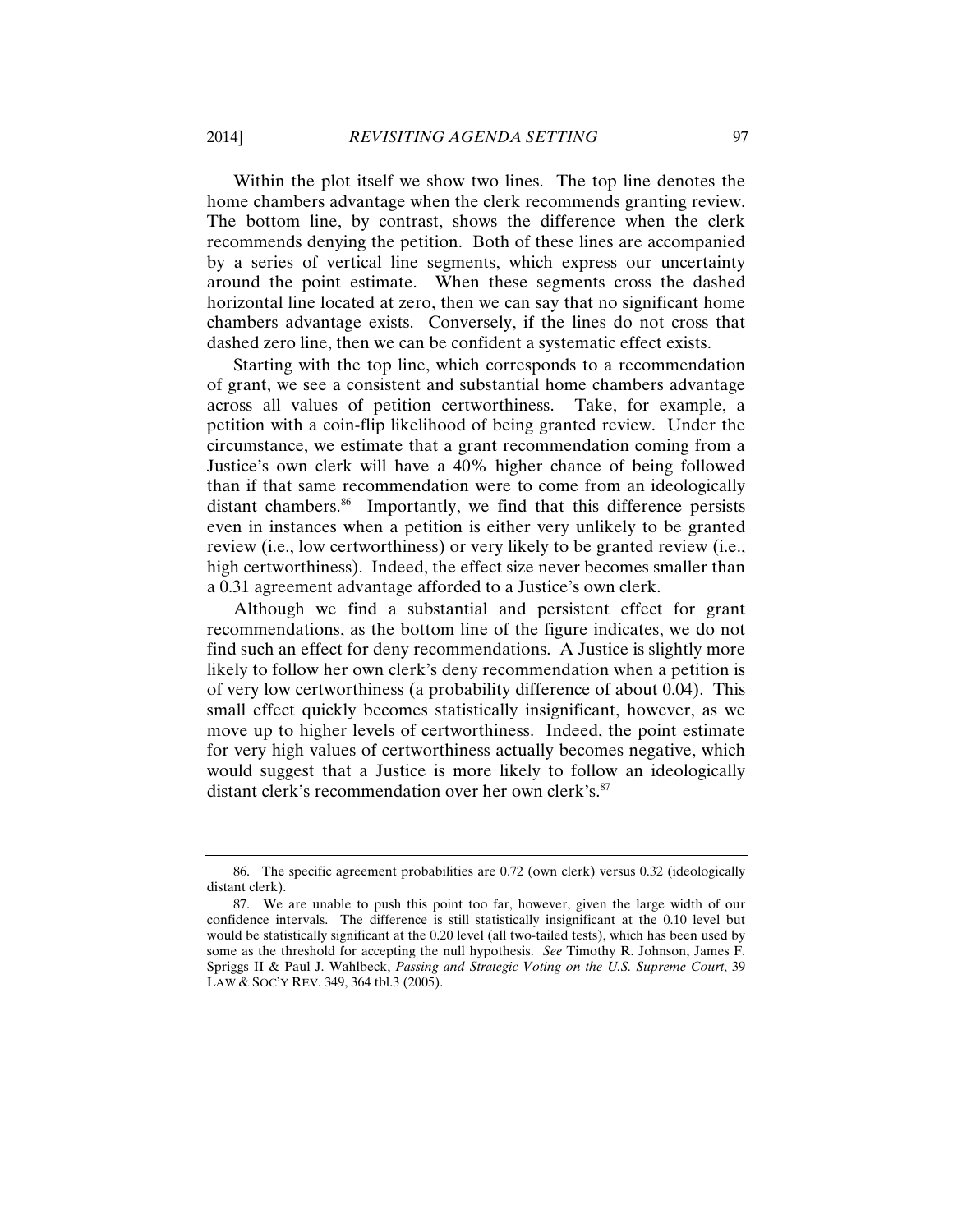Within the plot itself we show two lines. The top line denotes the home chambers advantage when the clerk recommends granting review. The bottom line, by contrast, shows the difference when the clerk recommends denying the petition. Both of these lines are accompanied by a series of vertical line segments, which express our uncertainty around the point estimate. When these segments cross the dashed horizontal line located at zero, then we can say that no significant home chambers advantage exists. Conversely, if the lines do not cross that dashed zero line, then we can be confident a systematic effect exists.

Starting with the top line, which corresponds to a recommendation of grant, we see a consistent and substantial home chambers advantage across all values of petition certworthiness. Take, for example, a petition with a coin-flip likelihood of being granted review. Under the circumstance, we estimate that a grant recommendation coming from a Justice's own clerk will have a 40% higher chance of being followed than if that same recommendation were to come from an ideologically distant chambers.[86] Importantly, we find that this difference persists even in instances when a petition is either very unlikely to be granted review (i.e., low certworthiness) or very likely to be granted review (i.e., high certworthiness). Indeed, the effect size never becomes smaller than a 0.31 agreement advantage afforded to a Justice's own clerk.

Although we find a substantial and persistent effect for grant recommendations, as the bottom line of the figure indicates, we do not find such an effect for deny recommendations. A Justice is slightly more likely to follow her own clerk's deny recommendation when a petition is of very low certworthiness (a probability difference of about 0.04). This small effect quickly becomes statistically insignificant, however, as we move up to higher levels of certworthiness. Indeed, the point estimate for very high values of certworthiness actually becomes negative, which would suggest that a Justice is more likely to follow an ideologically distant clerk's recommendation over her own clerk's.[87]

---

86. The specific agreement probabilities are 0.72 (own clerk) versus 0.32 (ideologically distant clerk).

87. We are unable to push this point too far, however, given the large width of our confidence intervals. The difference is still statistically insignificant at the 0.10 level but would be statistically significant at the 0.20 level (all two-tailed tests), which has been used by some as the threshold for accepting the null hypothesis. *See* Timothy R. Johnson, James F. Spriggs II & Paul J. Wahlbeck, *Passing and Strategic Voting on the U.S. Supreme Court*, 39 LAW & SOC'Y REV. 349, 364 tbl.3 (2005).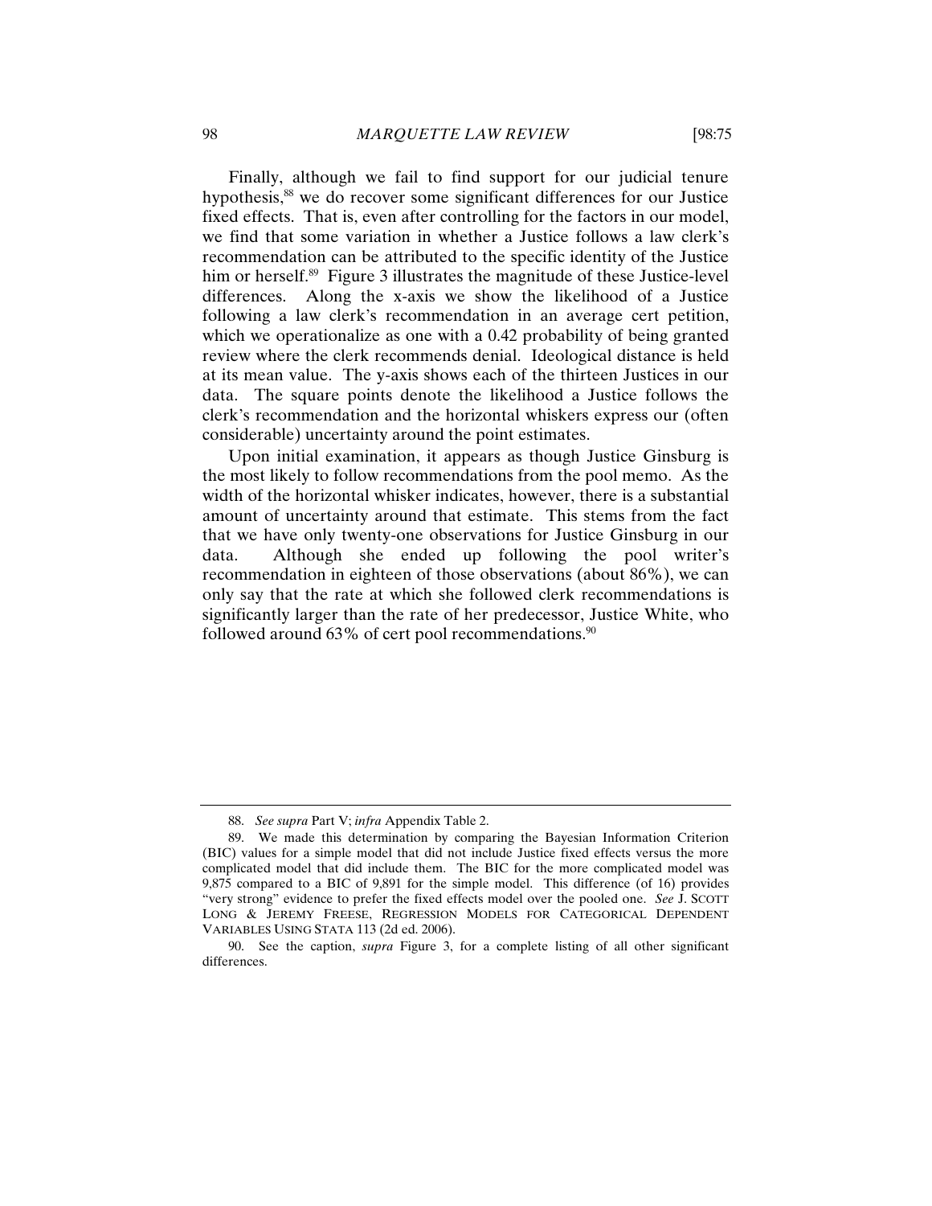Finally, although we fail to find support for our judicial tenure hypothesis,[88] we do recover some significant differences for our Justice fixed effects. That is, even after controlling for the factors in our model, we find that some variation in whether a Justice follows a law clerk's recommendation can be attributed to the specific identity of the Justice him or herself.[89] Figure 3 illustrates the magnitude of these Justice-level differences. Along the x-axis we show the likelihood of a Justice following a law clerk's recommendation in an average cert petition, which we operationalize as one with a 0.42 probability of being granted review where the clerk recommends denial. Ideological distance is held at its mean value. The y-axis shows each of the thirteen Justices in our data. The square points denote the likelihood a Justice follows the clerk's recommendation and the horizontal whiskers express our (often considerable) uncertainty around the point estimates.

Upon initial examination, it appears as though Justice Ginsburg is the most likely to follow recommendations from the pool memo. As the width of the horizontal whisker indicates, however, there is a substantial amount of uncertainty around that estimate. This stems from the fact that we have only twenty-one observations for Justice Ginsburg in our data. Although she ended up following the pool writer's recommendation in eighteen of those observations (about 86%), we can only say that the rate at which she followed clerk recommendations is significantly larger than the rate of her predecessor, Justice White, who followed around 63% of cert pool recommendations.[90]

---

88. *See supra* Part V; *infra* Appendix Table 2.

89. We made this determination by comparing the Bayesian Information Criterion (BIC) values for a simple model that did not include Justice fixed effects versus the more complicated model that did include them. The BIC for the more complicated model was 9,875 compared to a BIC of 9,891 for the simple model. This difference (of 16) provides "very strong" evidence to prefer the fixed effects model over the pooled one. *See* J. SCOTT LONG & JEREMY FREESE, REGRESSION MODELS FOR CATEGORICAL DEPENDENT VARIABLES USING STATA 113 (2d ed. 2006).

90. See the caption, *supra* Figure 3, for a complete listing of all other significant differences.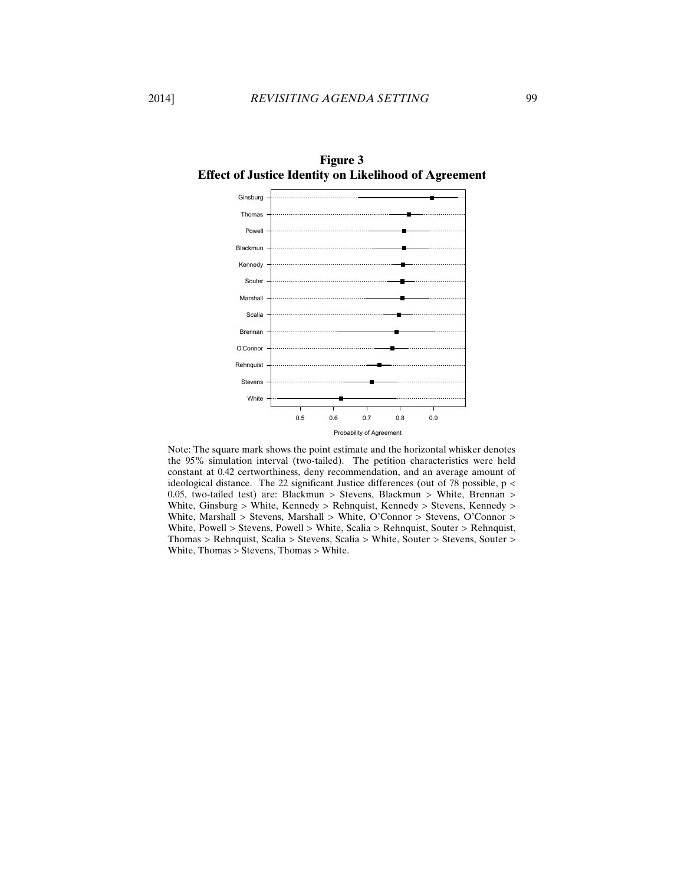**Figure 3**
**Effect of Justice Identity on Likelihood of Agreement**

Note: The square mark shows the point estimate and the horizontal whisker denotes the 95% simulation interval (two-tailed). The petition characteristics were held constant at 0.42 certworthiness, deny recommendation, and an average amount of ideological distance. The 22 significant Justice differences (out of 78 possible, $p < 0.05$, two-tailed test) are: Blackmun > Stevens, Blackmun > White, Brennan > White, Ginsburg > White, Kennedy > Rehnquist, Kennedy > Stevens, Kennedy > White, Marshall > Stevens, Marshall > White, O'Connor > Stevens, O'Connor > White, Powell > Stevens, Powell > White, Scalia > Rehnquist, Souter > Rehnquist, Thomas > Rehnquist, Scalia > Stevens, Scalia > White, Souter > Stevens, Souter > White, Thomas > Stevens, Thomas > White.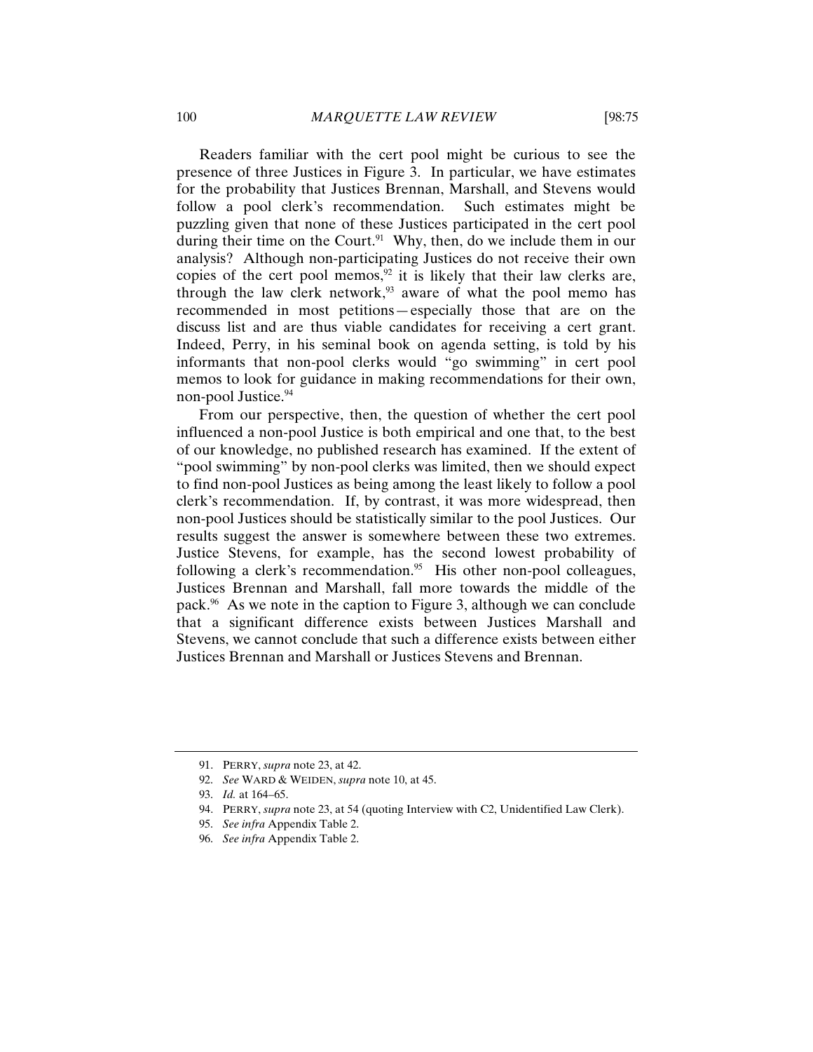Readers familiar with the cert pool might be curious to see the presence of three Justices in Figure 3. In particular, we have estimates for the probability that Justices Brennan, Marshall, and Stevens would follow a pool clerk's recommendation. Such estimates might be puzzling given that none of these Justices participated in the cert pool during their time on the Court.[91] Why, then, do we include them in our analysis? Although non-participating Justices do not receive their own copies of the cert pool memos,[92] it is likely that their law clerks are, through the law clerk network,[93] aware of what the pool memo has recommended in most petitions—especially those that are on the discuss list and are thus viable candidates for receiving a cert grant. Indeed, Perry, in his seminal book on agenda setting, is told by his informants that non-pool clerks would "go swimming" in cert pool memos to look for guidance in making recommendations for their own, non-pool Justice.[94]

From our perspective, then, the question of whether the cert pool influenced a non-pool Justice is both empirical and one that, to the best of our knowledge, no published research has examined. If the extent of "pool swimming" by non-pool clerks was limited, then we should expect to find non-pool Justices as being among the least likely to follow a pool clerk's recommendation. If, by contrast, it was more widespread, then non-pool Justices should be statistically similar to the pool Justices. Our results suggest the answer is somewhere between these two extremes. Justice Stevens, for example, has the second lowest probability of following a clerk's recommendation.[95] His other non-pool colleagues, Justices Brennan and Marshall, fall more towards the middle of the pack.[96] As we note in the caption to Figure 3, although we can conclude that a significant difference exists between Justices Marshall and Stevens, we cannot conclude that such a difference exists between either Justices Brennan and Marshall or Justices Stevens and Brennan.

---

91. PERRY, *supra* note 23, at 42.

92. *See* WARD & WEIDEN, *supra* note 10, at 45.

93. *Id.* at 164–65.

94. PERRY, *supra* note 23, at 54 (quoting Interview with C2, Unidentified Law Clerk).

95. *See infra* Appendix Table 2.

96. *See infra* Appendix Table 2.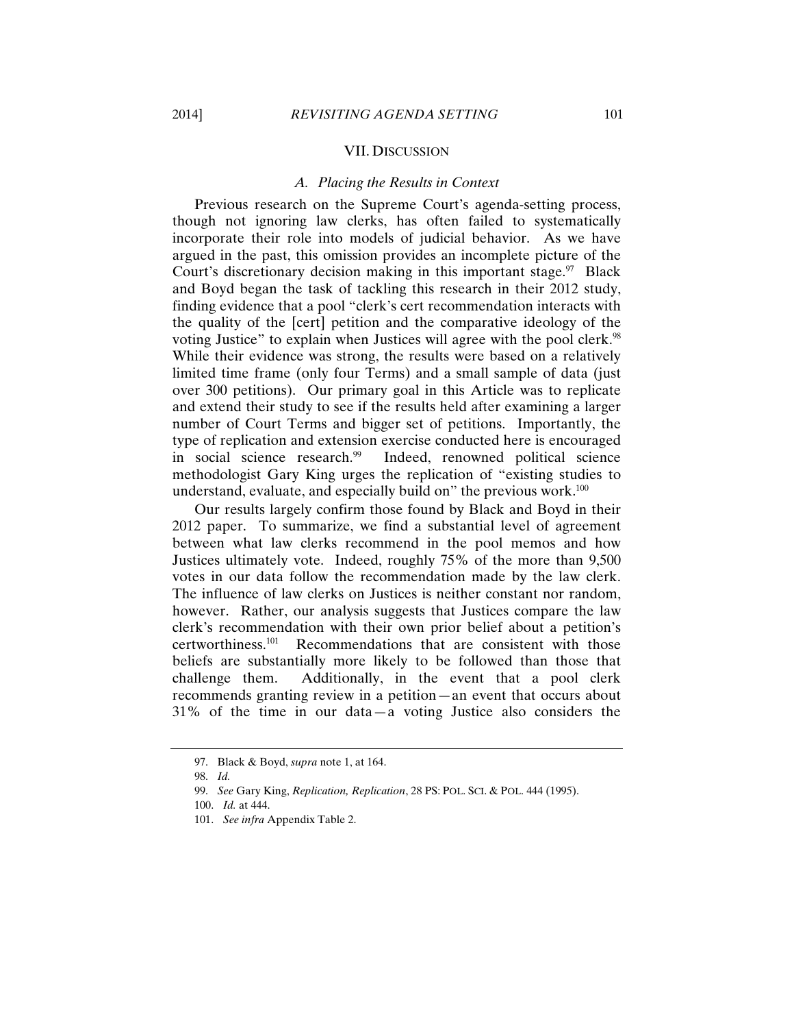## VII. Discussion

### *A. Placing the Results in Context*

Previous research on the Supreme Court's agenda-setting process, though not ignoring law clerks, has often failed to systematically incorporate their role into models of judicial behavior. As we have argued in the past, this omission provides an incomplete picture of the Court's discretionary decision making in this important stage.[97] Black and Boyd began the task of tackling this research in their 2012 study, finding evidence that a pool "clerk's cert recommendation interacts with the quality of the [cert] petition and the comparative ideology of the voting Justice" to explain when Justices will agree with the pool clerk.[98] While their evidence was strong, the results were based on a relatively limited time frame (only four Terms) and a small sample of data (just over 300 petitions). Our primary goal in this Article was to replicate and extend their study to see if the results held after examining a larger number of Court Terms and bigger set of petitions. Importantly, the type of replication and extension exercise conducted here is encouraged in social science research.[99] Indeed, renowned political science methodologist Gary King urges the replication of "existing studies to understand, evaluate, and especially build on" the previous work.[100]

Our results largely confirm those found by Black and Boyd in their 2012 paper. To summarize, we find a substantial level of agreement between what law clerks recommend in the pool memos and how Justices ultimately vote. Indeed, roughly 75% of the more than 9,500 votes in our data follow the recommendation made by the law clerk. The influence of law clerks on Justices is neither constant nor random, however. Rather, our analysis suggests that Justices compare the law clerk's recommendation with their own prior belief about a petition's certworthiness.[101] Recommendations that are consistent with those beliefs are substantially more likely to be followed than those that challenge them. Additionally, in the event that a pool clerk recommends granting review in a petition—an event that occurs about 31% of the time in our data—a voting Justice also considers the

---

97. Black & Boyd, *supra* note 1, at 164.

98. *Id.*

99. *See* Gary King, *Replication, Replication*, 28 PS: POL. SCI. & POL. 444 (1995).

100. *Id.* at 444.

101. *See infra* Appendix Table 2.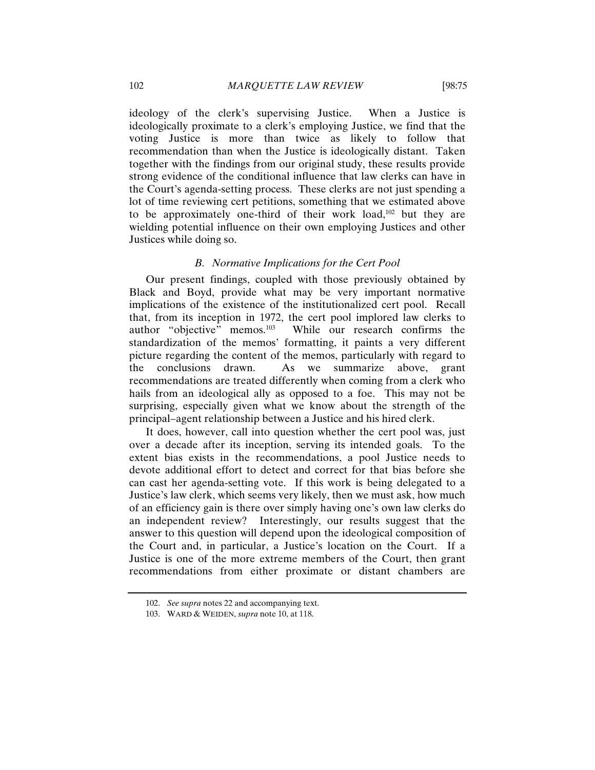ideology of the clerk's supervising Justice. When a Justice is ideologically proximate to a clerk's employing Justice, we find that the voting Justice is more than twice as likely to follow that recommendation than when the Justice is ideologically distant. Taken together with the findings from our original study, these results provide strong evidence of the conditional influence that law clerks can have in the Court's agenda-setting process. These clerks are not just spending a lot of time reviewing cert petitions, something that we estimated above to be approximately one-third of their work load,[102] but they are wielding potential influence on their own employing Justices and other Justices while doing so.

### *B. Normative Implications for the Cert Pool*

Our present findings, coupled with those previously obtained by Black and Boyd, provide what may be very important normative implications of the existence of the institutionalized cert pool. Recall that, from its inception in 1972, the cert pool implored law clerks to author "objective" memos.[103] While our research confirms the standardization of the memos' formatting, it paints a very different picture regarding the content of the memos, particularly with regard to the conclusions drawn. As we summarize above, grant recommendations are treated differently when coming from a clerk who hails from an ideological ally as opposed to a foe. This may not be surprising, especially given what we know about the strength of the principal–agent relationship between a Justice and his hired clerk.

It does, however, call into question whether the cert pool was, just over a decade after its inception, serving its intended goals. To the extent bias exists in the recommendations, a pool Justice needs to devote additional effort to detect and correct for that bias before she can cast her agenda-setting vote. If this work is being delegated to a Justice's law clerk, which seems very likely, then we must ask, how much of an efficiency gain is there over simply having one's own law clerks do an independent review? Interestingly, our results suggest that the answer to this question will depend upon the ideological composition of the Court and, in particular, a Justice's location on the Court. If a Justice is one of the more extreme members of the Court, then grant recommendations from either proximate or distant chambers are

102. *See supra* notes 22 and accompanying text.

103. WARD & WEIDEN, *supra* note 10, at 118.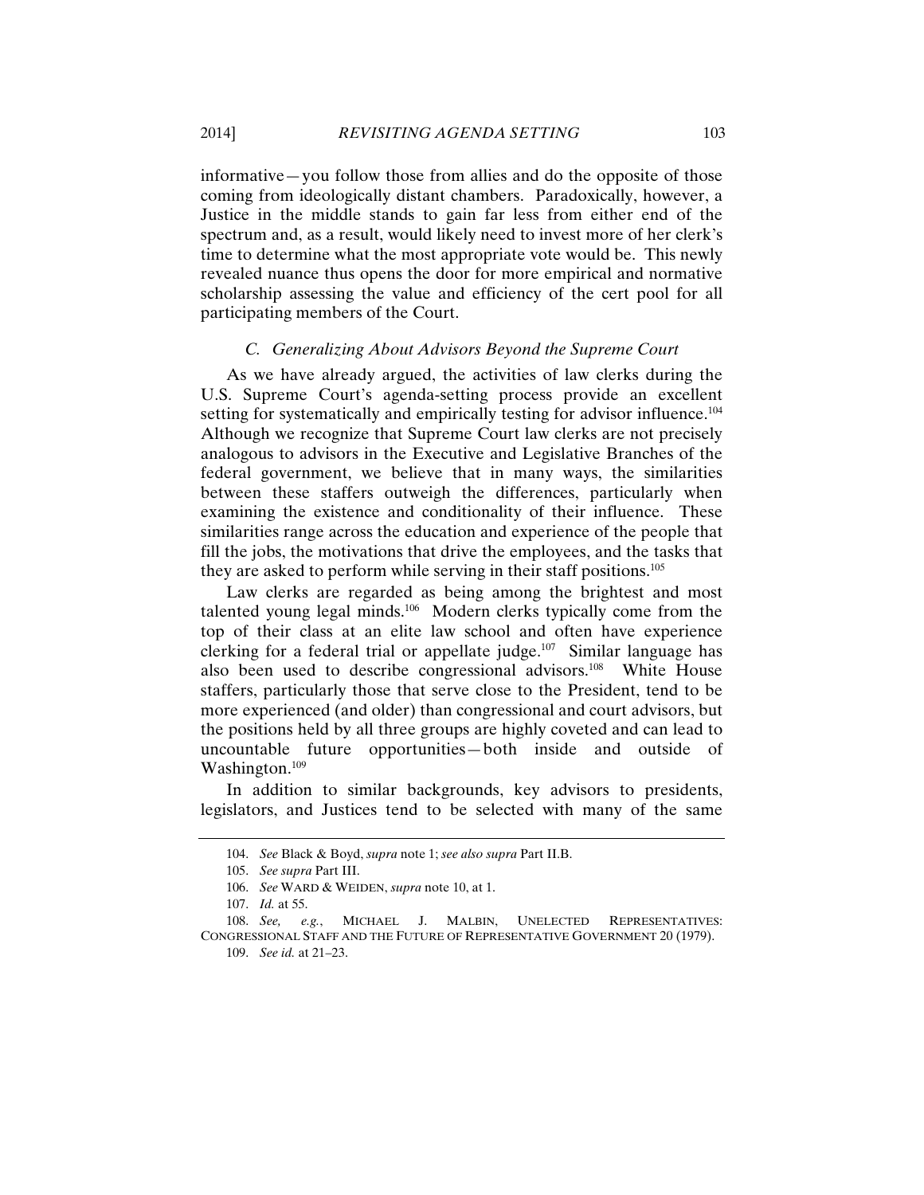informative—you follow those from allies and do the opposite of those coming from ideologically distant chambers. Paradoxically, however, a Justice in the middle stands to gain far less from either end of the spectrum and, as a result, would likely need to invest more of her clerk's time to determine what the most appropriate vote would be. This newly revealed nuance thus opens the door for more empirical and normative scholarship assessing the value and efficiency of the cert pool for all participating members of the Court.

### *C. Generalizing About Advisors Beyond the Supreme Court*

As we have already argued, the activities of law clerks during the U.S. Supreme Court's agenda-setting process provide an excellent setting for systematically and empirically testing for advisor influence.[104] Although we recognize that Supreme Court law clerks are not precisely analogous to advisors in the Executive and Legislative Branches of the federal government, we believe that in many ways, the similarities between these staffers outweigh the differences, particularly when examining the existence and conditionality of their influence. These similarities range across the education and experience of the people that fill the jobs, the motivations that drive the employees, and the tasks that they are asked to perform while serving in their staff positions.[105]

Law clerks are regarded as being among the brightest and most talented young legal minds.[106] Modern clerks typically come from the top of their class at an elite law school and often have experience clerking for a federal trial or appellate judge.[107] Similar language has also been used to describe congressional advisors.[108] White House staffers, particularly those that serve close to the President, tend to be more experienced (and older) than congressional and court advisors, but the positions held by all three groups are highly coveted and can lead to uncountable future opportunities—both inside and outside of Washington.[109]

In addition to similar backgrounds, key advisors to presidents, legislators, and Justices tend to be selected with many of the same

---

104. *See* Black & Boyd, *supra* note 1; *see also supra* Part II.B.

105. *See supra* Part III.

106. *See* WARD & WEIDEN, *supra* note 10, at 1.

107. *Id.* at 55.

108. *See, e.g.*, MICHAEL J. MALBIN, UNELECTED REPRESENTATIVES: CONGRESSIONAL STAFF AND THE FUTURE OF REPRESENTATIVE GOVERNMENT 20 (1979).

109. *See id.* at 21–23.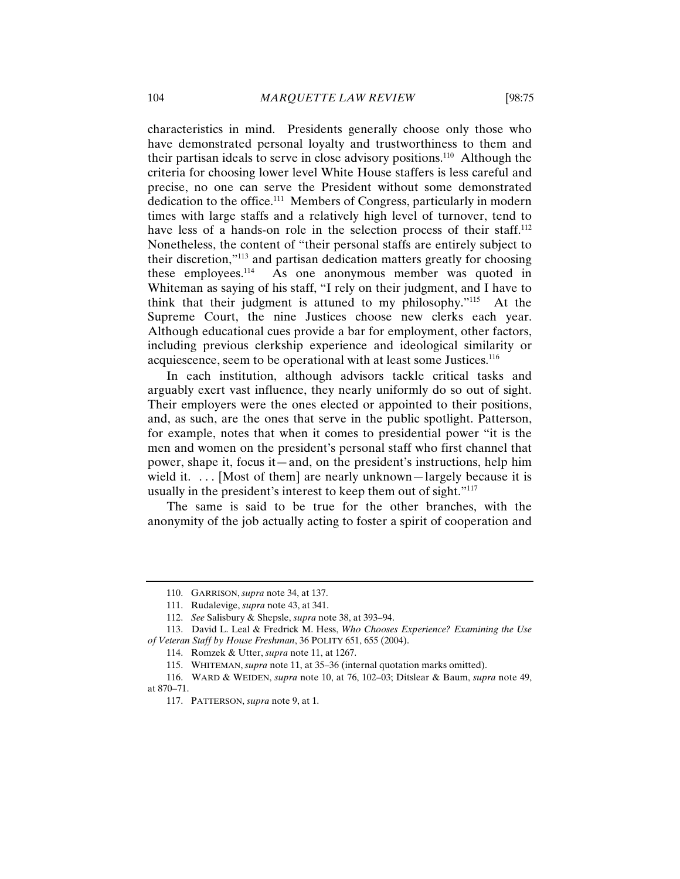characteristics in mind. Presidents generally choose only those who have demonstrated personal loyalty and trustworthiness to them and their partisan ideals to serve in close advisory positions.[110] Although the criteria for choosing lower level White House staffers is less careful and precise, no one can serve the President without some demonstrated dedication to the office.[111] Members of Congress, particularly in modern times with large staffs and a relatively high level of turnover, tend to have less of a hands-on role in the selection process of their staff.[112] Nonetheless, the content of "their personal staffs are entirely subject to their discretion,"[113] and partisan dedication matters greatly for choosing these employees.[114] As one anonymous member was quoted in Whiteman as saying of his staff, "I rely on their judgment, and I have to think that their judgment is attuned to my philosophy."[115] At the Supreme Court, the nine Justices choose new clerks each year. Although educational cues provide a bar for employment, other factors, including previous clerkship experience and ideological similarity or acquiescence, seem to be operational with at least some Justices.[116]

In each institution, although advisors tackle critical tasks and arguably exert vast influence, they nearly uniformly do so out of sight. Their employers were the ones elected or appointed to their positions, and, as such, are the ones that serve in the public spotlight. Patterson, for example, notes that when it comes to presidential power "it is the men and women on the president's personal staff who first channel that power, shape it, focus it—and, on the president's instructions, help him wield it. . . . [Most of them] are nearly unknown—largely because it is usually in the president's interest to keep them out of sight."[117]

The same is said to be true for the other branches, with the anonymity of the job actually acting to foster a spirit of cooperation and

---

110. GARRISON, *supra* note 34, at 137.

111. Rudalevige, *supra* note 43, at 341.

112. *See* Salisbury & Shepsle, *supra* note 38, at 393–94.

113. David L. Leal & Fredrick M. Hess, *Who Chooses Experience? Examining the Use of Veteran Staff by House Freshman*, 36 POLITY 651, 655 (2004).

114. Romzek & Utter, *supra* note 11, at 1267.

115. WHITEMAN, *supra* note 11, at 35–36 (internal quotation marks omitted).

116. WARD & WEIDEN, *supra* note 10, at 76, 102–03; Ditslear & Baum, *supra* note 49, at 870–71.

117. PATTERSON, *supra* note 9, at 1.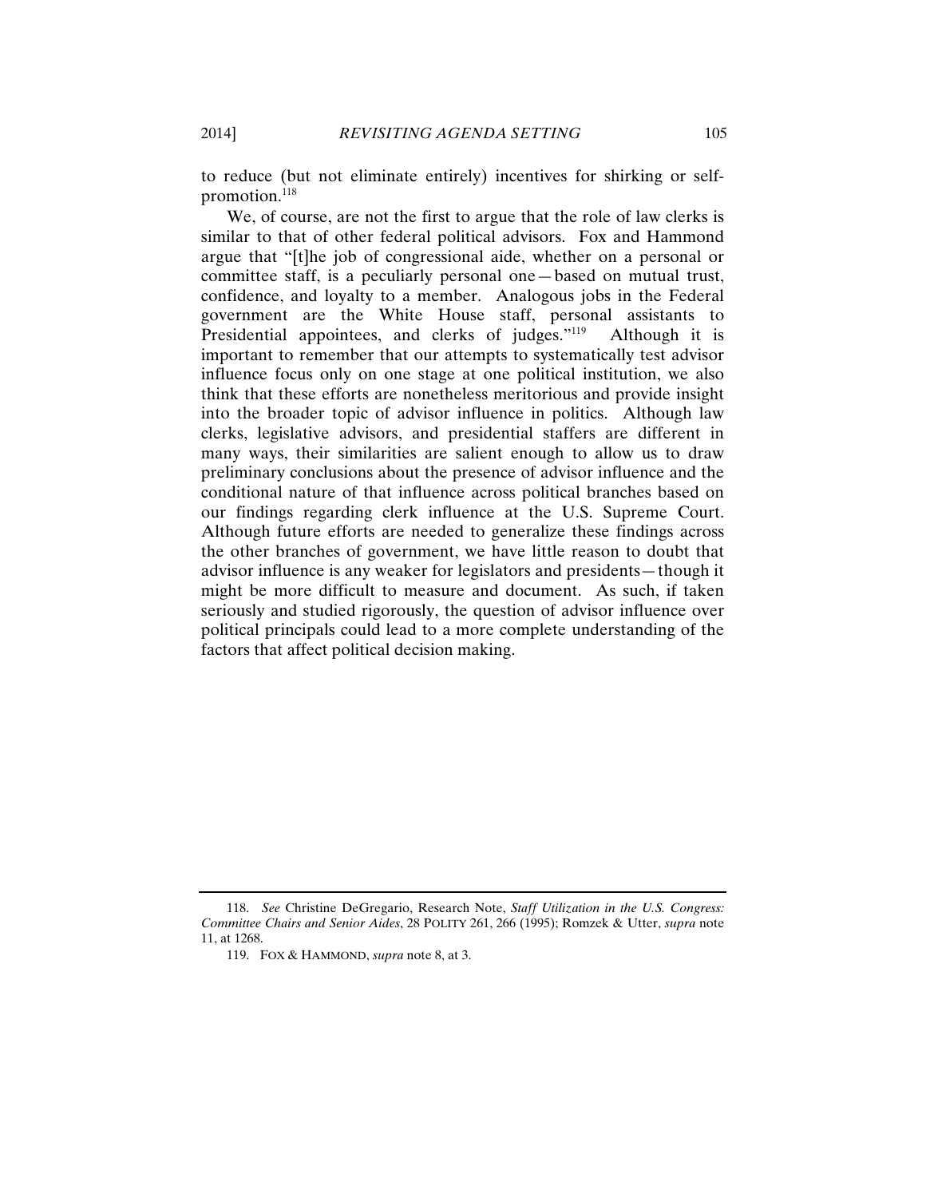to reduce (but not eliminate entirely) incentives for shirking or self-promotion.[118]

We, of course, are not the first to argue that the role of law clerks is similar to that of other federal political advisors. Fox and Hammond argue that "[t]he job of congressional aide, whether on a personal or committee staff, is a peculiarly personal one—based on mutual trust, confidence, and loyalty to a member. Analogous jobs in the Federal government are the White House staff, personal assistants to Presidential appointees, and clerks of judges."[119] Although it is important to remember that our attempts to systematically test advisor influence focus only on one stage at one political institution, we also think that these efforts are nonetheless meritorious and provide insight into the broader topic of advisor influence in politics. Although law clerks, legislative advisors, and presidential staffers are different in many ways, their similarities are salient enough to allow us to draw preliminary conclusions about the presence of advisor influence and the conditional nature of that influence across political branches based on our findings regarding clerk influence at the U.S. Supreme Court. Although future efforts are needed to generalize these findings across the other branches of government, we have little reason to doubt that advisor influence is any weaker for legislators and presidents—though it might be more difficult to measure and document. As such, if taken seriously and studied rigorously, the question of advisor influence over political principals could lead to a more complete understanding of the factors that affect political decision making.

---

118. *See* Christine DeGregario, Research Note, *Staff Utilization in the U.S. Congress: Committee Chairs and Senior Aides*, 28 POLITY 261, 266 (1995); Romzek & Utter, *supra* note 11, at 1268.

119. FOX & HAMMOND, *supra* note 8, at 3.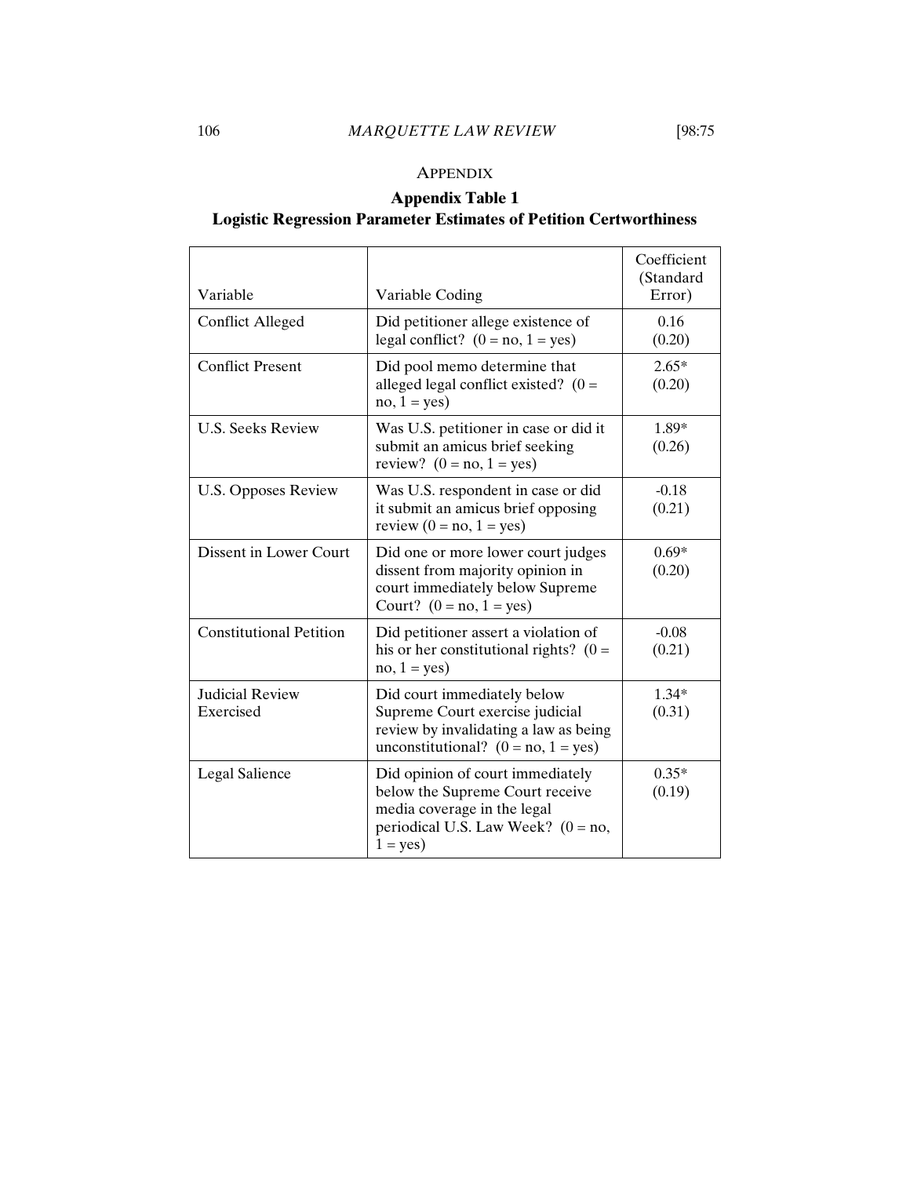## Appendix

### Appendix Table 1
### Logistic Regression Parameter Estimates of Petition Certworthiness

| Variable | Variable Coding | Coefficient (Standard Error) |
|---|---|---|
| Conflict Alleged | Did petitioner allege existence of legal conflict? (0 = no, 1 = yes) | 0.16 (0.20) |
| Conflict Present | Did pool memo determine that alleged legal conflict existed? (0 = no, 1 = yes) | 2.65* (0.20) |
| U.S. Seeks Review | Was U.S. petitioner in case or did it submit an amicus brief seeking review? (0 = no, 1 = yes) | 1.89* (0.26) |
| U.S. Opposes Review | Was U.S. respondent in case or did it submit an amicus brief opposing review (0 = no, 1 = yes) | -0.18 (0.21) |
| Dissent in Lower Court | Did one or more lower court judges dissent from majority opinion in court immediately below Supreme Court? (0 = no, 1 = yes) | 0.69* (0.20) |
| Constitutional Petition | Did petitioner assert a violation of his or her constitutional rights? (0 = no, 1 = yes) | -0.08 (0.21) |
| Judicial Review Exercised | Did court immediately below Supreme Court exercise judicial review by invalidating a law as being unconstitutional? (0 = no, 1 = yes) | 1.34* (0.31) |
| Legal Salience | Did opinion of court immediately below the Supreme Court receive media coverage in the legal periodical U.S. Law Week? (0 = no, 1 = yes) | 0.35* (0.19) |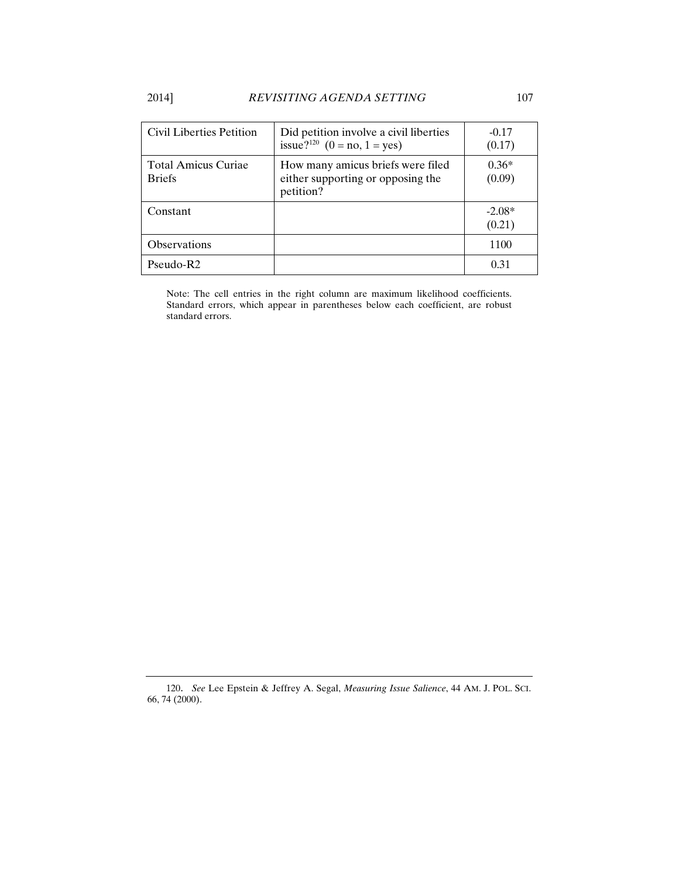| | | |
|---|---|---|
| Civil Liberties Petition | Did petition involve a civil liberties issue?[120] (0 = no, 1 = yes) | -0.17 (0.17) |
| Total Amicus Curiae Briefs | How many amicus briefs were filed either supporting or opposing the petition? | 0.36* (0.09) |
| Constant | | -2.08* (0.21) |
| Observations | | 1100 |
| Pseudo-R2 | | 0.31 |

Note: The cell entries in the right column are maximum likelihood coefficients. Standard errors, which appear in parentheses below each coefficient, are robust standard errors.

---

120. *See* Lee Epstein & Jeffrey A. Segal, *Measuring Issue Salience*, 44 AM. J. POL. SCI. 66, 74 (2000).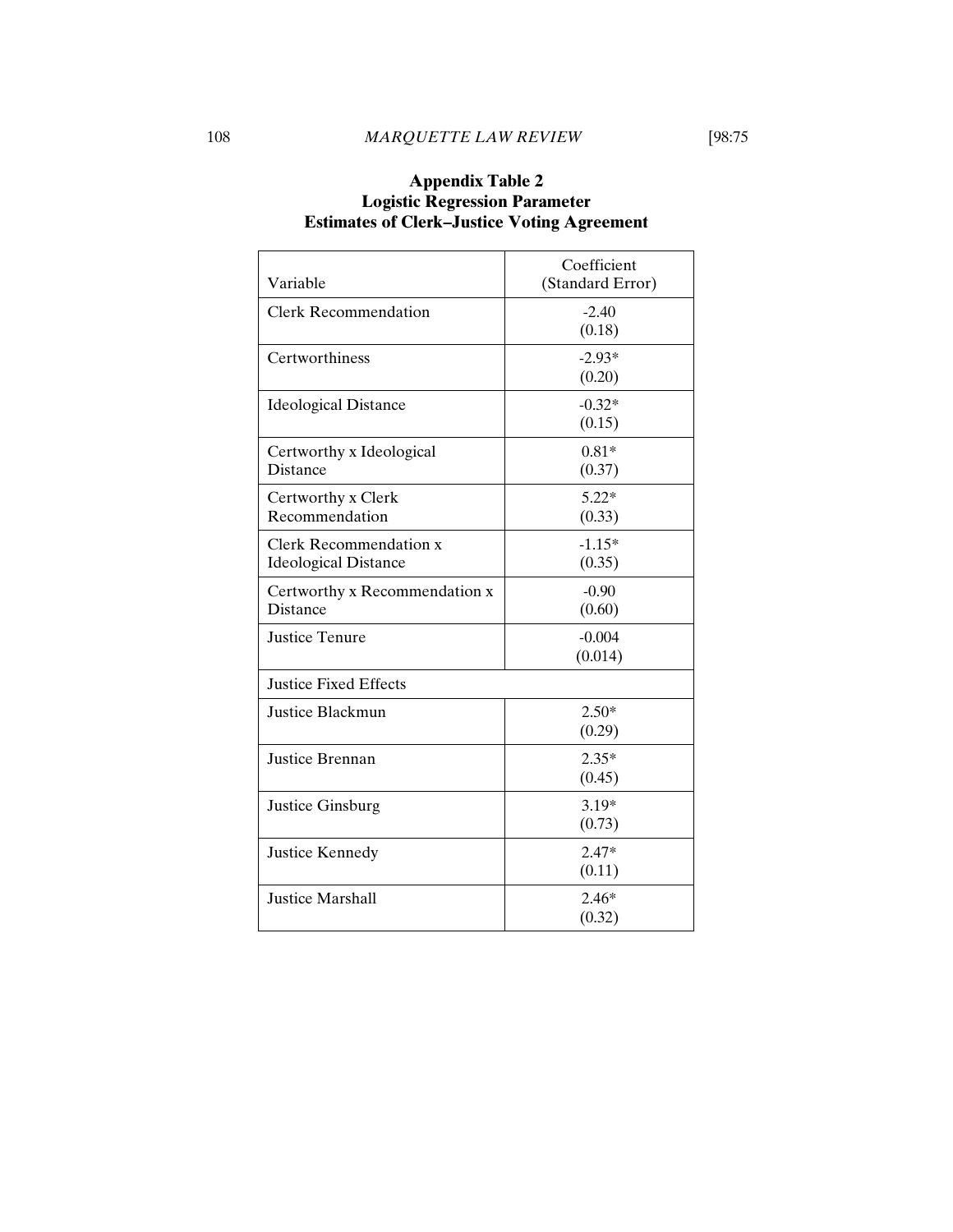**Appendix Table 2**
**Logistic Regression Parameter**
**Estimates of Clerk–Justice Voting Agreement**

| Variable | Coefficient (Standard Error) |
|---|---|
| Clerk Recommendation | -2.40 (0.18) |
| Certworthiness | -2.93* (0.20) |
| Ideological Distance | -0.32* (0.15) |
| Certworthy x Ideological Distance | 0.81* (0.37) |
| Certworthy x Clerk Recommendation | 5.22* (0.33) |
| Clerk Recommendation x Ideological Distance | -1.15* (0.35) |
| Certworthy x Recommendation x Distance | -0.90 (0.60) |
| Justice Tenure | -0.004 (0.014) |
| Justice Fixed Effects | |
| Justice Blackmun | 2.50* (0.29) |
| Justice Brennan | 2.35* (0.45) |
| Justice Ginsburg | 3.19* (0.73) |
| Justice Kennedy | 2.47* (0.11) |
| Justice Marshall | 2.46* (0.32) |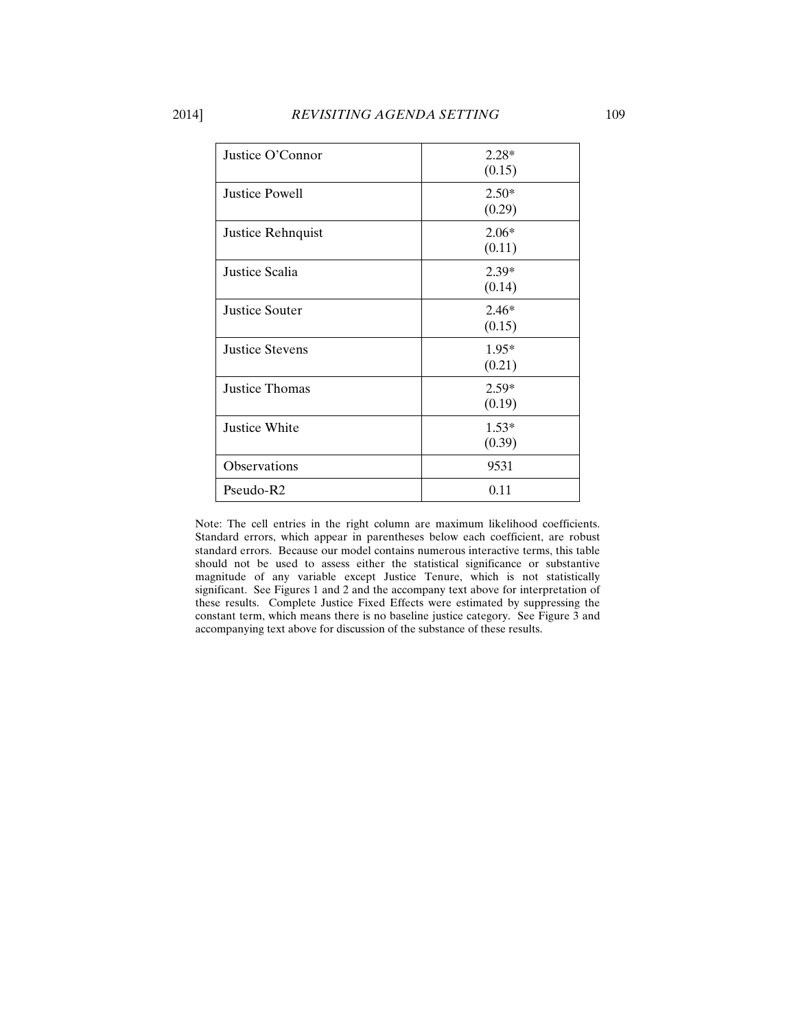| | |
|---|---|
| Justice O'Connor | 2.28* (0.15) |
| Justice Powell | 2.50* (0.29) |
| Justice Rehnquist | 2.06* (0.11) |
| Justice Scalia | 2.39* (0.14) |
| Justice Souter | 2.46* (0.15) |
| Justice Stevens | 1.95* (0.21) |
| Justice Thomas | 2.59* (0.19) |
| Justice White | 1.53* (0.39) |
| Observations | 9531 |
| Pseudo-R2 | 0.11 |

Note: The cell entries in the right column are maximum likelihood coefficients. Standard errors, which appear in parentheses below each coefficient, are robust standard errors. Because our model contains numerous interactive terms, this table should not be used to assess either the statistical significance or substantive magnitude of any variable except Justice Tenure, which is not statistically significant. See Figures 1 and 2 and the accompany text above for interpretation of these results. Complete Justice Fixed Effects were estimated by suppressing the constant term, which means there is no baseline justice category. See Figure 3 and accompanying text above for discussion of the substance of these results.